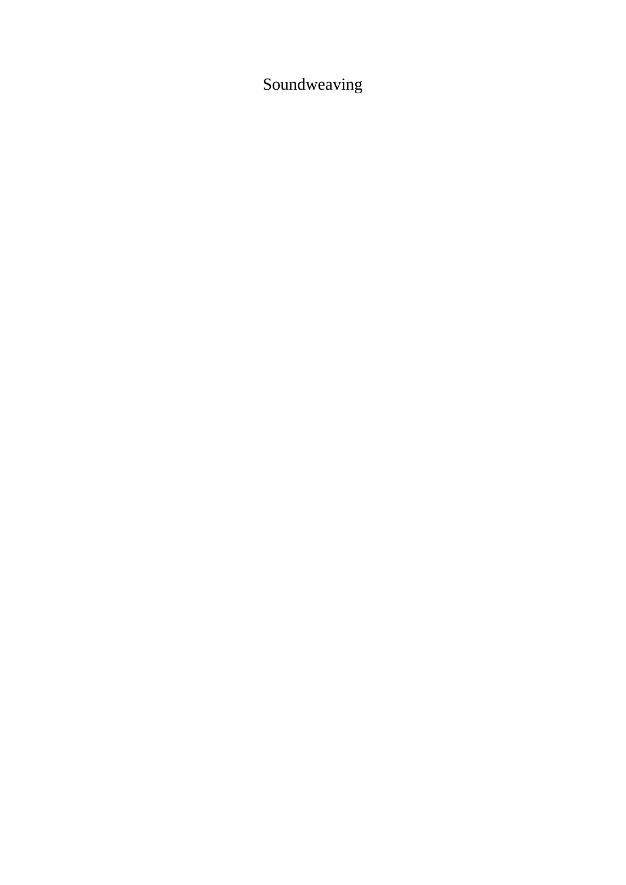# Soundweaving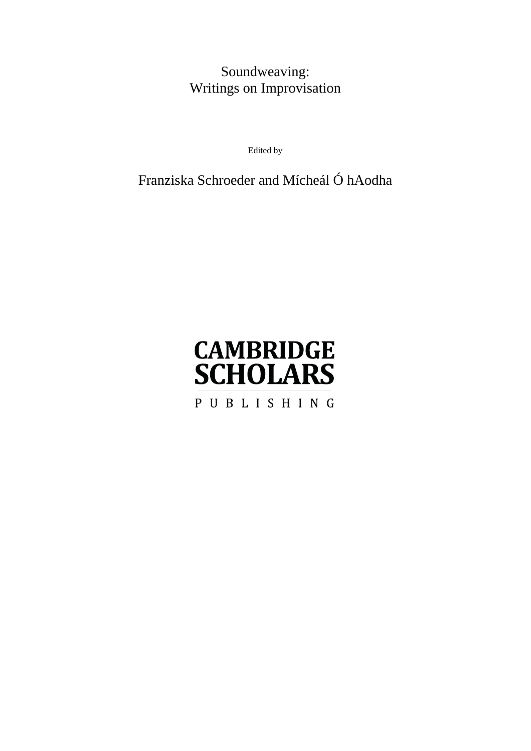# Soundweaving: Writings on Improvisation

Edited by

Franziska Schroeder and Mícheál Ó hAodha

CAMBRIDGE SCHOLARS

PUBLISHING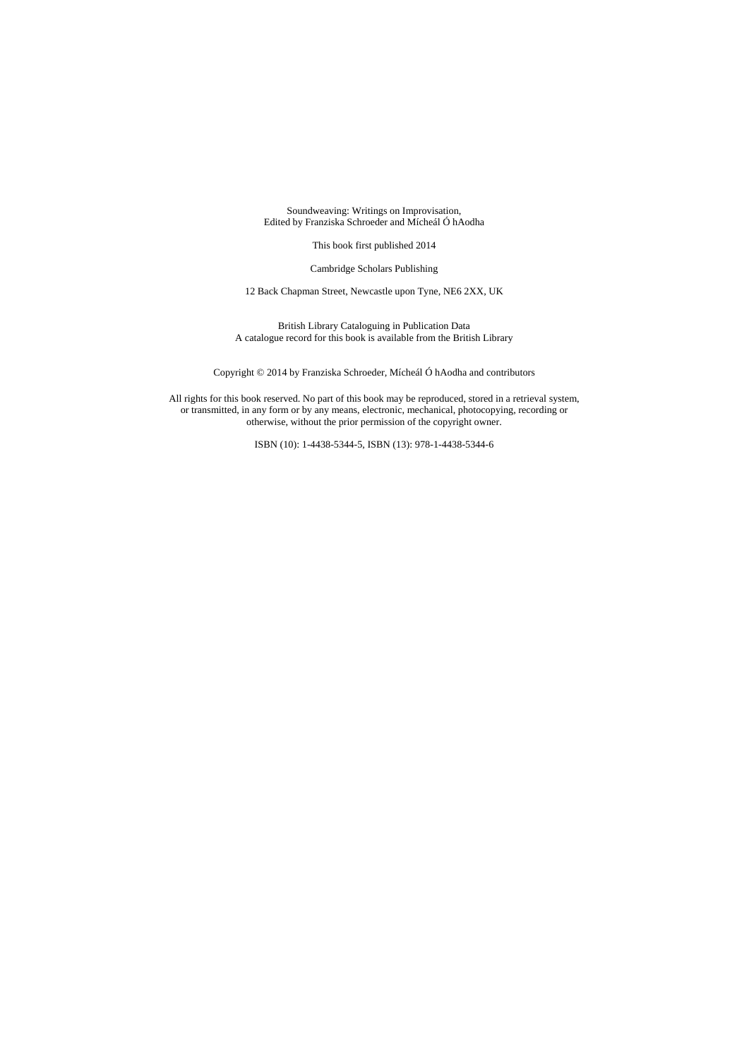Soundweaving: Writings on Improvisation,
Edited by Franziska Schroeder and Mícheál Ó hAodha

This book first published 2014

Cambridge Scholars Publishing

12 Back Chapman Street, Newcastle upon Tyne, NE6 2XX, UK

British Library Cataloguing in Publication Data
A catalogue record for this book is available from the British Library

Copyright © 2014 by Franziska Schroeder, Mícheál Ó hAodha and contributors

All rights for this book reserved. No part of this book may be reproduced, stored in a retrieval system, or transmitted, in any form or by any means, electronic, mechanical, photocopying, recording or otherwise, without the prior permission of the copyright owner.

ISBN (10): 1-4438-5344-5, ISBN (13): 978-1-4438-5344-6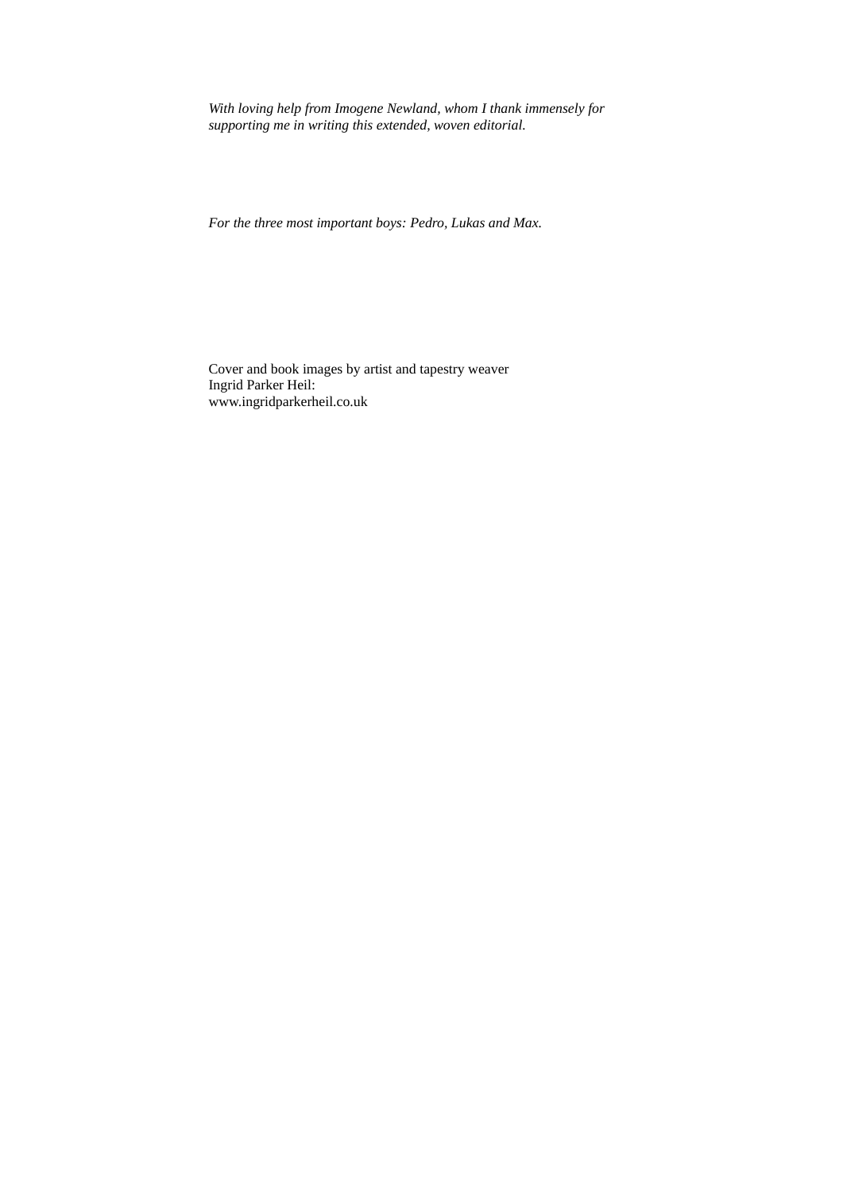*With loving help from Imogene Newland, whom I thank immensely for supporting me in writing this extended, woven editorial.*

*For the three most important boys: Pedro, Lukas and Max.*

Cover and book images by artist and tapestry weaver
Ingrid Parker Heil:
www.ingridparkerheil.co.uk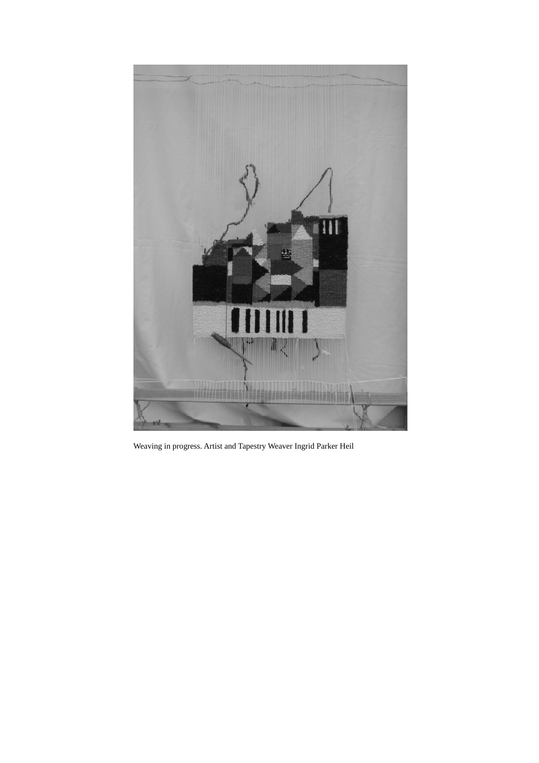Weaving in progress. Artist and Tapestry Weaver Ingrid Parker Heil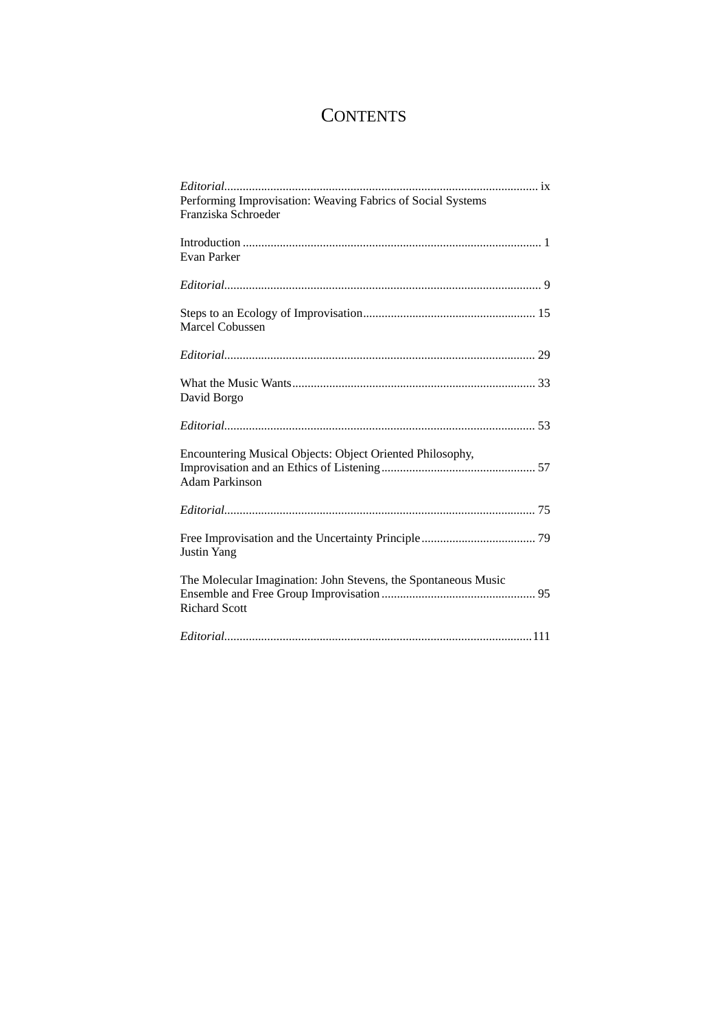# Contents

*Editorial* ..... ix
Performing Improvisation: Weaving Fabrics of Social Systems
Franziska Schroeder

Introduction ..... 1
Evan Parker

*Editorial* ..... 9

Steps to an Ecology of Improvisation ..... 15
Marcel Cobussen

*Editorial* ..... 29

What the Music Wants ..... 33
David Borgo

*Editorial* ..... 53

Encountering Musical Objects: Object Oriented Philosophy, Improvisation and an Ethics of Listening ..... 57
Adam Parkinson

*Editorial* ..... 75

Free Improvisation and the Uncertainty Principle ..... 79
Justin Yang

The Molecular Imagination: John Stevens, the Spontaneous Music Ensemble and Free Group Improvisation ..... 95
Richard Scott

*Editorial* ..... 111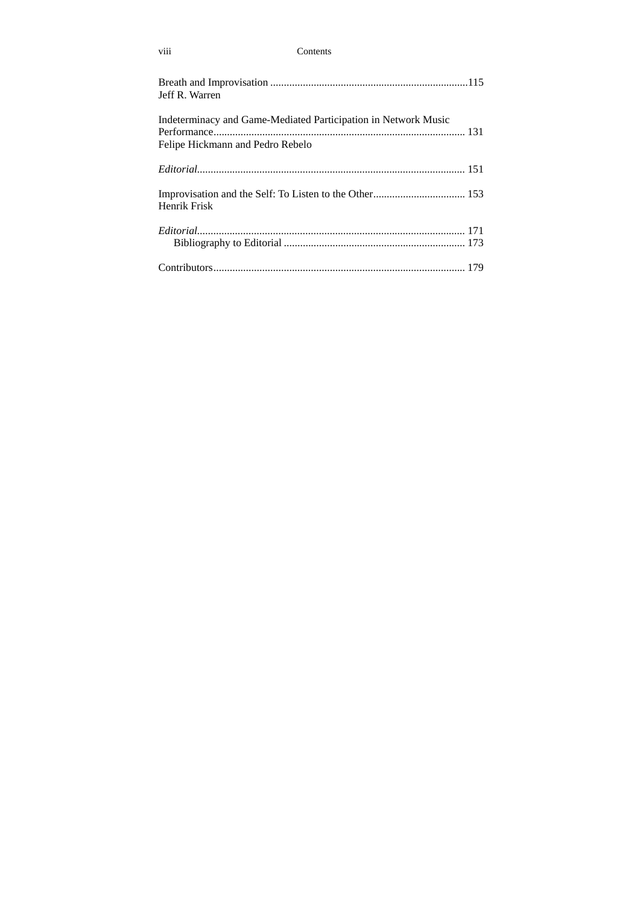Breath and Improvisation ........................................................................115
Jeff R. Warren

Indeterminacy and Game-Mediated Participation in Network Music Performance.............................................................................................. 131
Felipe Hickmann and Pedro Rebelo

*Editorial*.................................................................................................. 151

Improvisation and the Self: To Listen to the Other.................................. 153
Henrik Frisk

*Editorial*.................................................................................................. 171
Bibliography to Editorial ................................................................... 173

Contributors............................................................................................ 179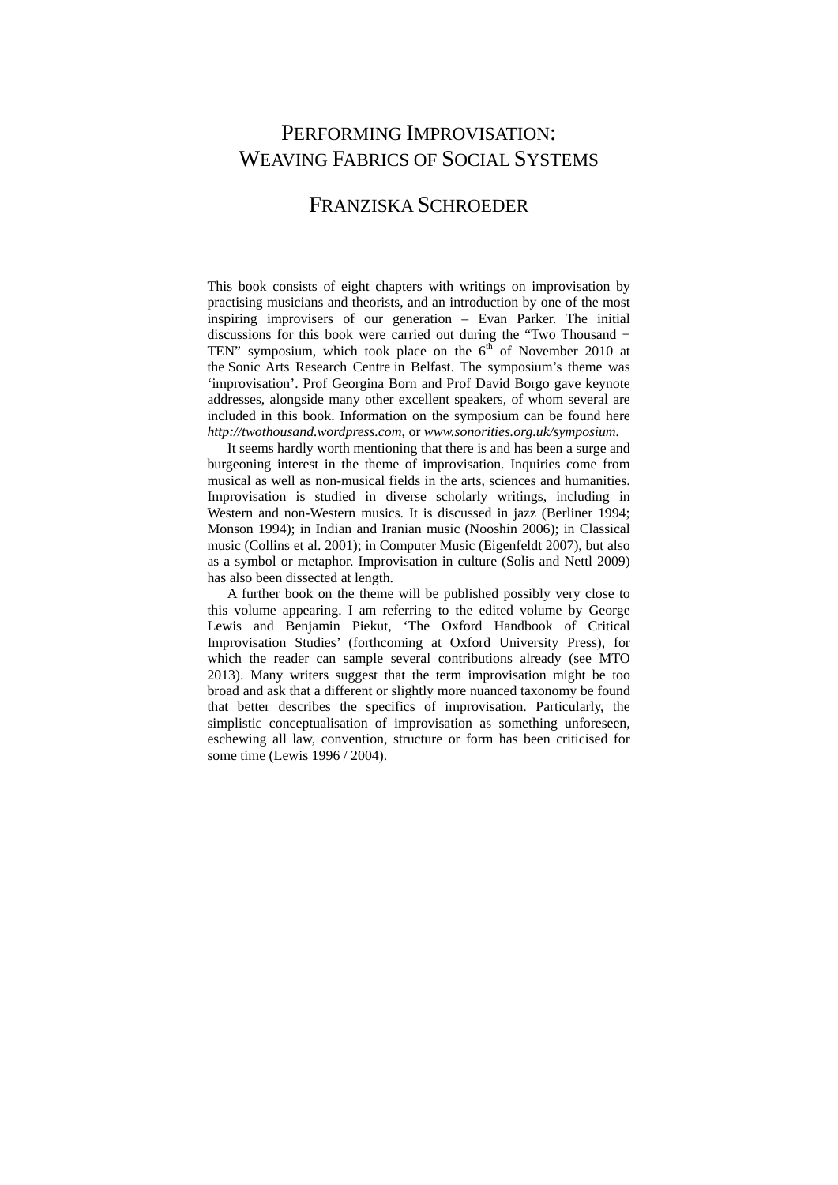# PERFORMING IMPROVISATION: WEAVING FABRICS OF SOCIAL SYSTEMS

## FRANZISKA SCHROEDER

This book consists of eight chapters with writings on improvisation by practising musicians and theorists, and an introduction by one of the most inspiring improvisers of our generation – Evan Parker. The initial discussions for this book were carried out during the "Two Thousand + TEN" symposium, which took place on the 6th of November 2010 at the Sonic Arts Research Centre in Belfast. The symposium's theme was 'improvisation'. Prof Georgina Born and Prof David Borgo gave keynote addresses, alongside many other excellent speakers, of whom several are included in this book. Information on the symposium can be found here *http://twothousand.wordpress.com*, or *www.sonorities.org.uk/symposium*.

It seems hardly worth mentioning that there is and has been a surge and burgeoning interest in the theme of improvisation. Inquiries come from musical as well as non-musical fields in the arts, sciences and humanities. Improvisation is studied in diverse scholarly writings, including in Western and non-Western musics. It is discussed in jazz (Berliner 1994; Monson 1994); in Indian and Iranian music (Nooshin 2006); in Classical music (Collins et al. 2001); in Computer Music (Eigenfeldt 2007), but also as a symbol or metaphor. Improvisation in culture (Solis and Nettl 2009) has also been dissected at length.

A further book on the theme will be published possibly very close to this volume appearing. I am referring to the edited volume by George Lewis and Benjamin Piekut, 'The Oxford Handbook of Critical Improvisation Studies' (forthcoming at Oxford University Press), for which the reader can sample several contributions already (see MTO 2013). Many writers suggest that the term improvisation might be too broad and ask that a different or slightly more nuanced taxonomy be found that better describes the specifics of improvisation. Particularly, the simplistic conceptualisation of improvisation as something unforeseen, eschewing all law, convention, structure or form has been criticised for some time (Lewis 1996 / 2004).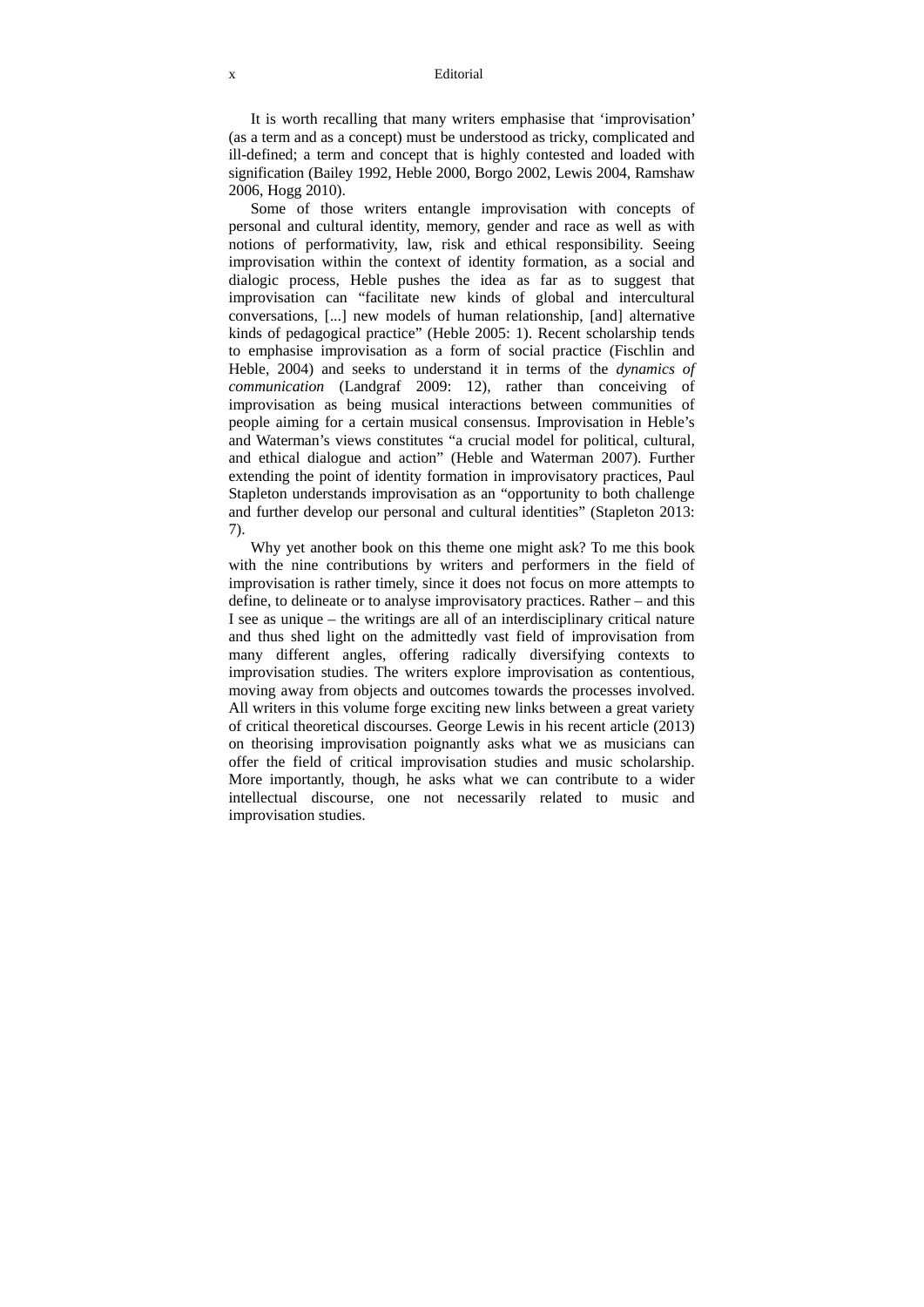It is worth recalling that many writers emphasise that 'improvisation' (as a term and as a concept) must be understood as tricky, complicated and ill-defined; a term and concept that is highly contested and loaded with signification (Bailey 1992, Heble 2000, Borgo 2002, Lewis 2004, Ramshaw 2006, Hogg 2010).

Some of those writers entangle improvisation with concepts of personal and cultural identity, memory, gender and race as well as with notions of performativity, law, risk and ethical responsibility. Seeing improvisation within the context of identity formation, as a social and dialogic process, Heble pushes the idea as far as to suggest that improvisation can "facilitate new kinds of global and intercultural conversations, [...] new models of human relationship, [and] alternative kinds of pedagogical practice" (Heble 2005: 1). Recent scholarship tends to emphasise improvisation as a form of social practice (Fischlin and Heble, 2004) and seeks to understand it in terms of the *dynamics of communication* (Landgraf 2009: 12), rather than conceiving of improvisation as being musical interactions between communities of people aiming for a certain musical consensus. Improvisation in Heble's and Waterman's views constitutes "a crucial model for political, cultural, and ethical dialogue and action" (Heble and Waterman 2007). Further extending the point of identity formation in improvisatory practices, Paul Stapleton understands improvisation as an "opportunity to both challenge and further develop our personal and cultural identities" (Stapleton 2013: 7).

Why yet another book on this theme one might ask? To me this book with the nine contributions by writers and performers in the field of improvisation is rather timely, since it does not focus on more attempts to define, to delineate or to analyse improvisatory practices. Rather – and this I see as unique – the writings are all of an interdisciplinary critical nature and thus shed light on the admittedly vast field of improvisation from many different angles, offering radically diversifying contexts to improvisation studies. The writers explore improvisation as contentious, moving away from objects and outcomes towards the processes involved. All writers in this volume forge exciting new links between a great variety of critical theoretical discourses. George Lewis in his recent article (2013) on theorising improvisation poignantly asks what we as musicians can offer the field of critical improvisation studies and music scholarship. More importantly, though, he asks what we can contribute to a wider intellectual discourse, one not necessarily related to music and improvisation studies.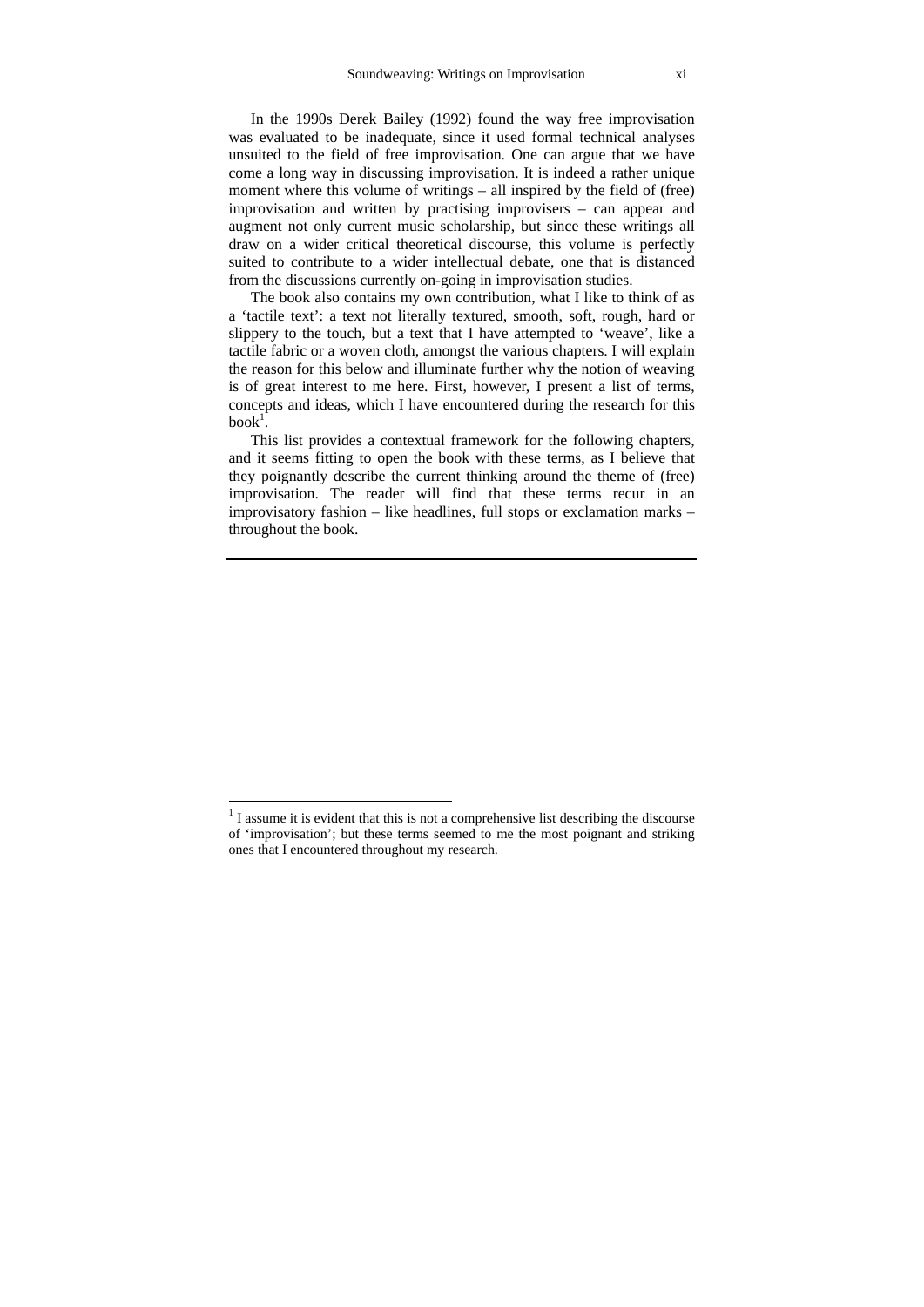In the 1990s Derek Bailey (1992) found the way free improvisation was evaluated to be inadequate, since it used formal technical analyses unsuited to the field of free improvisation. One can argue that we have come a long way in discussing improvisation. It is indeed a rather unique moment where this volume of writings – all inspired by the field of (free) improvisation and written by practising improvisers – can appear and augment not only current music scholarship, but since these writings all draw on a wider critical theoretical discourse, this volume is perfectly suited to contribute to a wider intellectual debate, one that is distanced from the discussions currently on-going in improvisation studies.

The book also contains my own contribution, what I like to think of as a 'tactile text': a text not literally textured, smooth, soft, rough, hard or slippery to the touch, but a text that I have attempted to 'weave', like a tactile fabric or a woven cloth, amongst the various chapters. I will explain the reason for this below and illuminate further why the notion of weaving is of great interest to me here. First, however, I present a list of terms, concepts and ideas, which I have encountered during the research for this book[1].

This list provides a contextual framework for the following chapters, and it seems fitting to open the book with these terms, as I believe that they poignantly describe the current thinking around the theme of (free) improvisation. The reader will find that these terms recur in an improvisatory fashion – like headlines, full stops or exclamation marks – throughout the book.

---

[1] I assume it is evident that this is not a comprehensive list describing the discourse of 'improvisation'; but these terms seemed to me the most poignant and striking ones that I encountered throughout my research.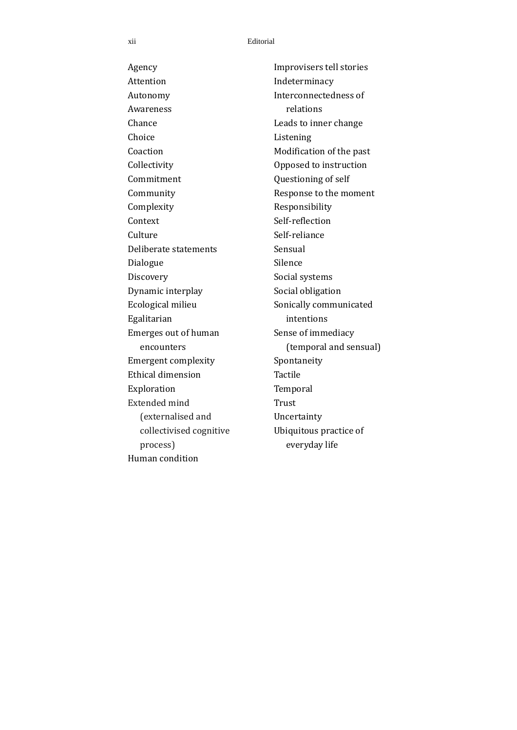Agency
Attention
Autonomy
Awareness
Chance
Choice
Coaction
Collectivity
Commitment
Community
Complexity
Context
Culture
Deliberate statements
Dialogue
Discovery
Dynamic interplay
Ecological milieu
Egalitarian
Emerges out of human encounters
Emergent complexity
Ethical dimension
Exploration
Extended mind (externalised and collectivised cognitive process)
Human condition
Improvisers tell stories
Indeterminacy
Interconnectedness of relations
Leads to inner change
Listening
Modification of the past
Opposed to instruction
Questioning of self
Response to the moment
Responsibility
Self-reflection
Self-reliance
Sensual
Silence
Social systems
Social obligation
Sonically communicated intentions
Sense of immediacy (temporal and sensual)
Spontaneity
Tactile
Temporal
Trust
Uncertainty
Ubiquitous practice of everyday life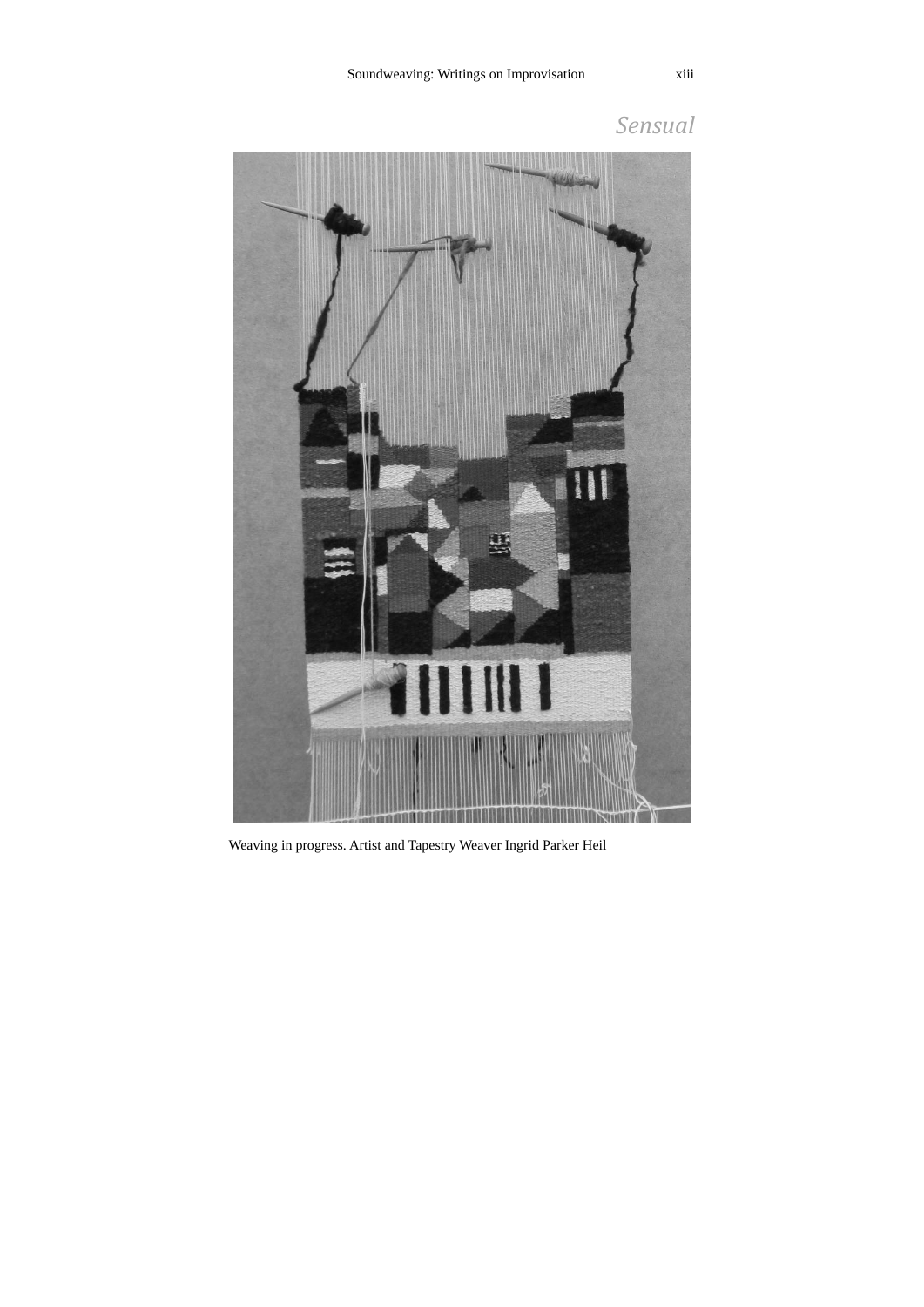# *Sensual*

Weaving in progress. Artist and Tapestry Weaver Ingrid Parker Heil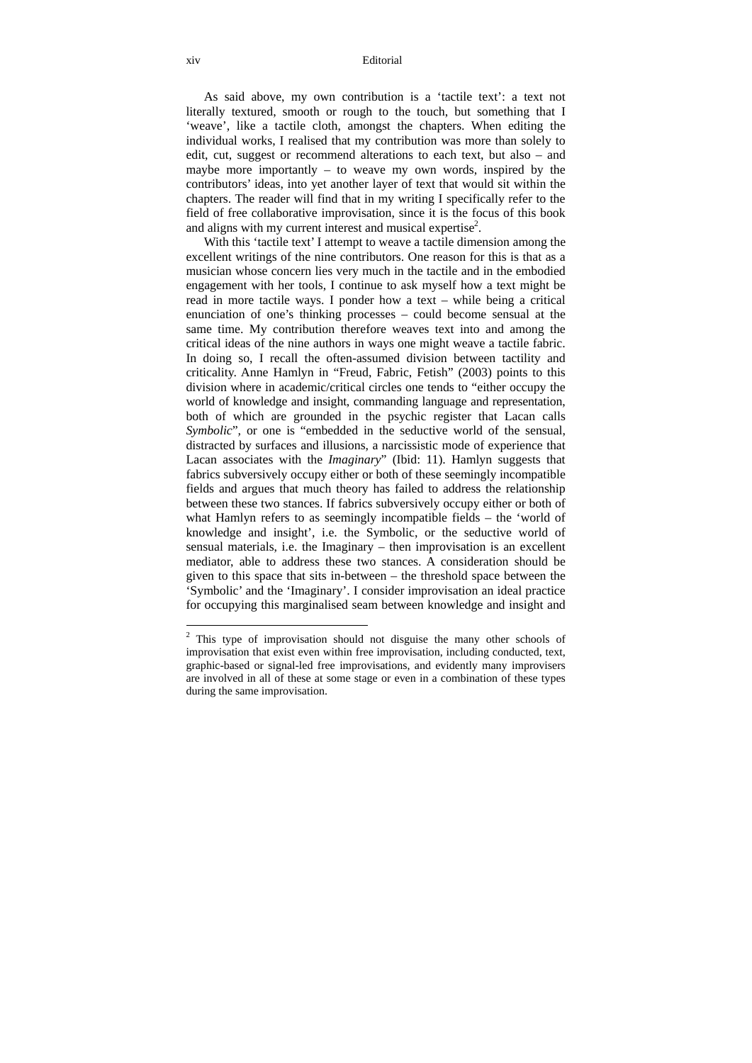As said above, my own contribution is a 'tactile text': a text not literally textured, smooth or rough to the touch, but something that I 'weave', like a tactile cloth, amongst the chapters. When editing the individual works, I realised that my contribution was more than solely to edit, cut, suggest or recommend alterations to each text, but also – and maybe more importantly – to weave my own words, inspired by the contributors' ideas, into yet another layer of text that would sit within the chapters. The reader will find that in my writing I specifically refer to the field of free collaborative improvisation, since it is the focus of this book and aligns with my current interest and musical expertise[2].

With this 'tactile text' I attempt to weave a tactile dimension among the excellent writings of the nine contributors. One reason for this is that as a musician whose concern lies very much in the tactile and in the embodied engagement with her tools, I continue to ask myself how a text might be read in more tactile ways. I ponder how a text – while being a critical enunciation of one's thinking processes – could become sensual at the same time. My contribution therefore weaves text into and among the critical ideas of the nine authors in ways one might weave a tactile fabric. In doing so, I recall the often-assumed division between tactility and criticality. Anne Hamlyn in "Freud, Fabric, Fetish" (2003) points to this division where in academic/critical circles one tends to "either occupy the world of knowledge and insight, commanding language and representation, both of which are grounded in the psychic register that Lacan calls *Symbolic*", or one is "embedded in the seductive world of the sensual, distracted by surfaces and illusions, a narcissistic mode of experience that Lacan associates with the *Imaginary*" (Ibid: 11). Hamlyn suggests that fabrics subversively occupy either or both of these seemingly incompatible fields and argues that much theory has failed to address the relationship between these two stances. If fabrics subversively occupy either or both of what Hamlyn refers to as seemingly incompatible fields – the 'world of knowledge and insight', i.e. the Symbolic, or the seductive world of sensual materials, i.e. the Imaginary – then improvisation is an excellent mediator, able to address these two stances. A consideration should be given to this space that sits in-between – the threshold space between the 'Symbolic' and the 'Imaginary'. I consider improvisation an ideal practice for occupying this marginalised seam between knowledge and insight and

---

[2] This type of improvisation should not disguise the many other schools of improvisation that exist even within free improvisation, including conducted, text, graphic-based or signal-led free improvisations, and evidently many improvisers are involved in all of these at some stage or even in a combination of these types during the same improvisation.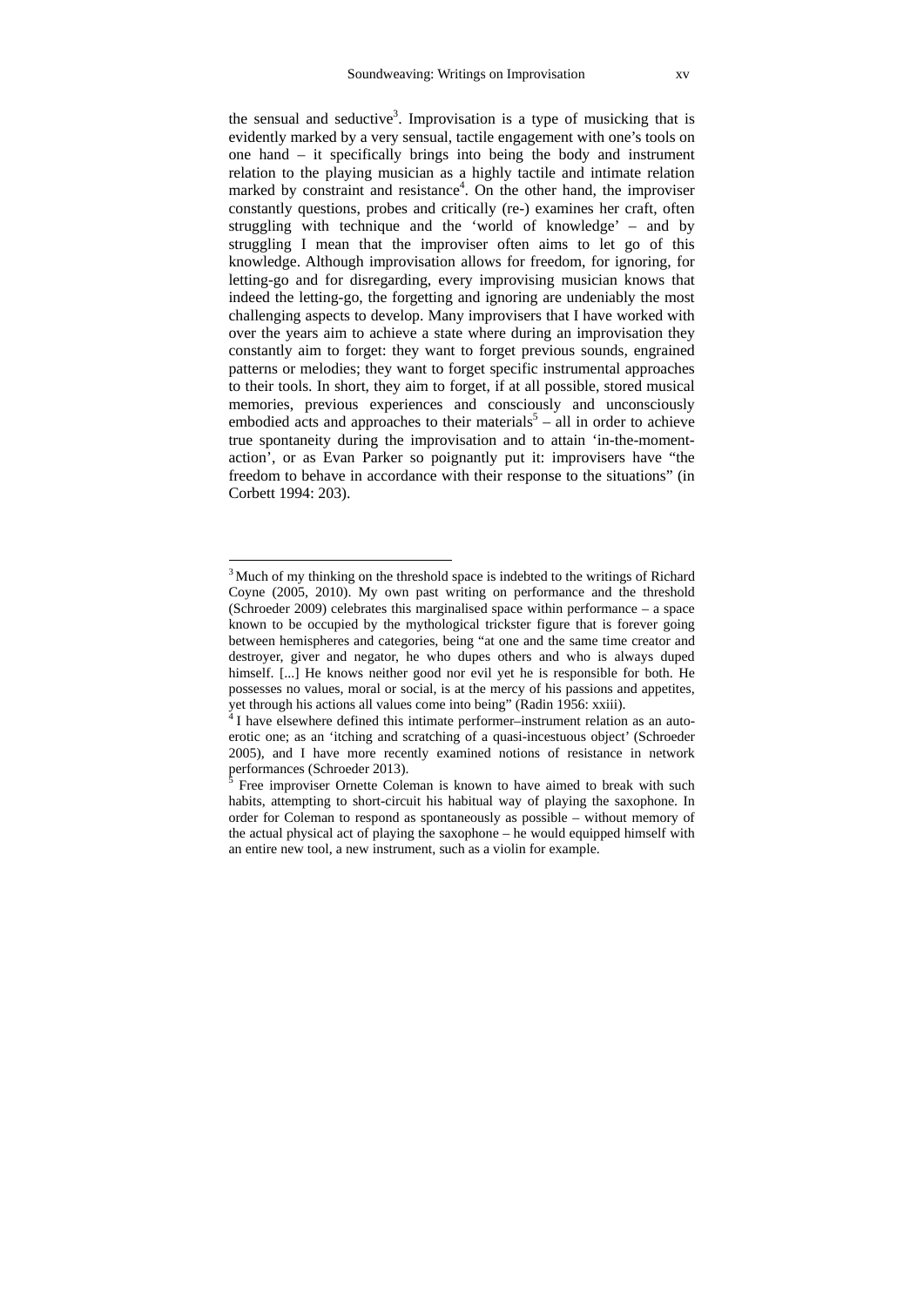the sensual and seductive[3]. Improvisation is a type of musicking that is evidently marked by a very sensual, tactile engagement with one's tools on one hand – it specifically brings into being the body and instrument relation to the playing musician as a highly tactile and intimate relation marked by constraint and resistance[4]. On the other hand, the improviser constantly questions, probes and critically (re-) examines her craft, often struggling with technique and the 'world of knowledge' – and by struggling I mean that the improviser often aims to let go of this knowledge. Although improvisation allows for freedom, for ignoring, for letting-go and for disregarding, every improvising musician knows that indeed the letting-go, the forgetting and ignoring are undeniably the most challenging aspects to develop. Many improvisers that I have worked with over the years aim to achieve a state where during an improvisation they constantly aim to forget: they want to forget previous sounds, engrained patterns or melodies; they want to forget specific instrumental approaches to their tools. In short, they aim to forget, if at all possible, stored musical memories, previous experiences and consciously and unconsciously embodied acts and approaches to their materials[5] – all in order to achieve true spontaneity during the improvisation and to attain 'in-the-moment-action', or as Evan Parker so poignantly put it: improvisers have "the freedom to behave in accordance with their response to the situations" (in Corbett 1994: 203).

---

[3] Much of my thinking on the threshold space is indebted to the writings of Richard Coyne (2005, 2010). My own past writing on performance and the threshold (Schroeder 2009) celebrates this marginalised space within performance – a space known to be occupied by the mythological trickster figure that is forever going between hemispheres and categories, being "at one and the same time creator and destroyer, giver and negator, he who dupes others and who is always duped himself. [...] He knows neither good nor evil yet he is responsible for both. He possesses no values, moral or social, is at the mercy of his passions and appetites, yet through his actions all values come into being" (Radin 1956: xxiii).

[4] I have elsewhere defined this intimate performer–instrument relation as an auto-erotic one; as an 'itching and scratching of a quasi-incestuous object' (Schroeder 2005), and I have more recently examined notions of resistance in network performances (Schroeder 2013).

[5] Free improviser Ornette Coleman is known to have aimed to break with such habits, attempting to short-circuit his habitual way of playing the saxophone. In order for Coleman to respond as spontaneously as possible – without memory of the actual physical act of playing the saxophone – he would equipped himself with an entire new tool, a new instrument, such as a violin for example.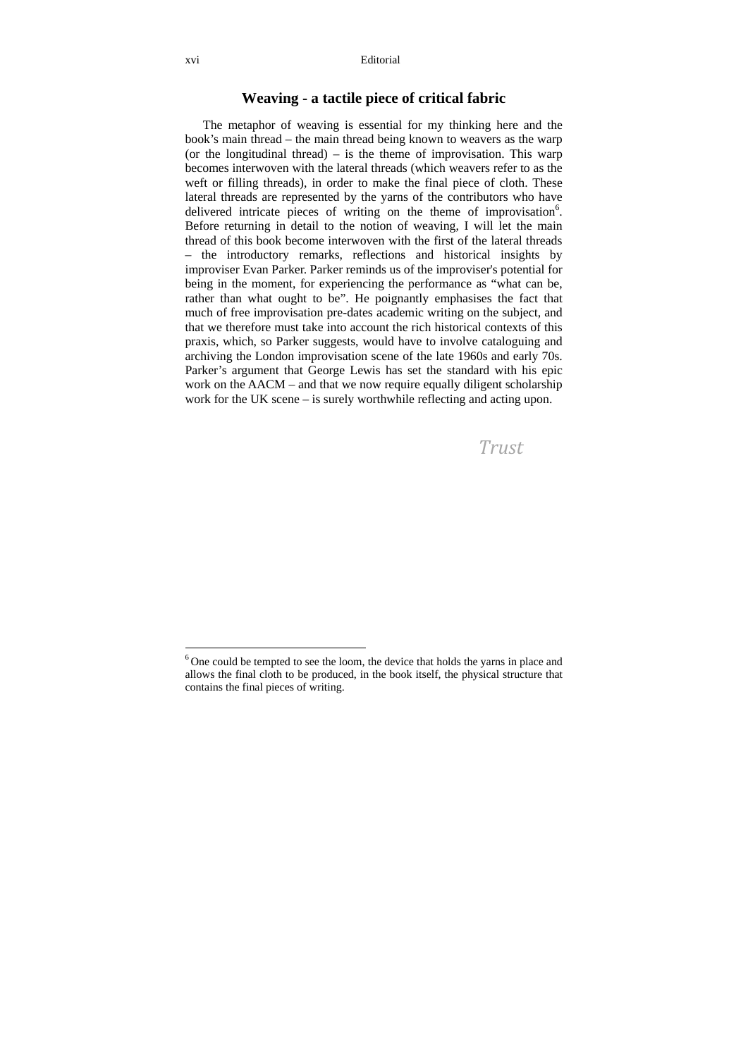## Weaving - a tactile piece of critical fabric

The metaphor of weaving is essential for my thinking here and the book's main thread – the main thread being known to weavers as the warp (or the longitudinal thread) – is the theme of improvisation. This warp becomes interwoven with the lateral threads (which weavers refer to as the weft or filling threads), in order to make the final piece of cloth. These lateral threads are represented by the yarns of the contributors who have delivered intricate pieces of writing on the theme of improvisation[6]. Before returning in detail to the notion of weaving, I will let the main thread of this book become interwoven with the first of the lateral threads – the introductory remarks, reflections and historical insights by improviser Evan Parker. Parker reminds us of the improviser's potential for being in the moment, for experiencing the performance as "what can be, rather than what ought to be". He poignantly emphasises the fact that much of free improvisation pre-dates academic writing on the subject, and that we therefore must take into account the rich historical contexts of this praxis, which, so Parker suggests, would have to involve cataloguing and archiving the London improvisation scene of the late 1960s and early 70s. Parker's argument that George Lewis has set the standard with his epic work on the AACM – and that we now require equally diligent scholarship work for the UK scene – is surely worthwhile reflecting and acting upon.

*Trust*

[6] One could be tempted to see the loom, the device that holds the yarns in place and allows the final cloth to be produced, in the book itself, the physical structure that contains the final pieces of writing.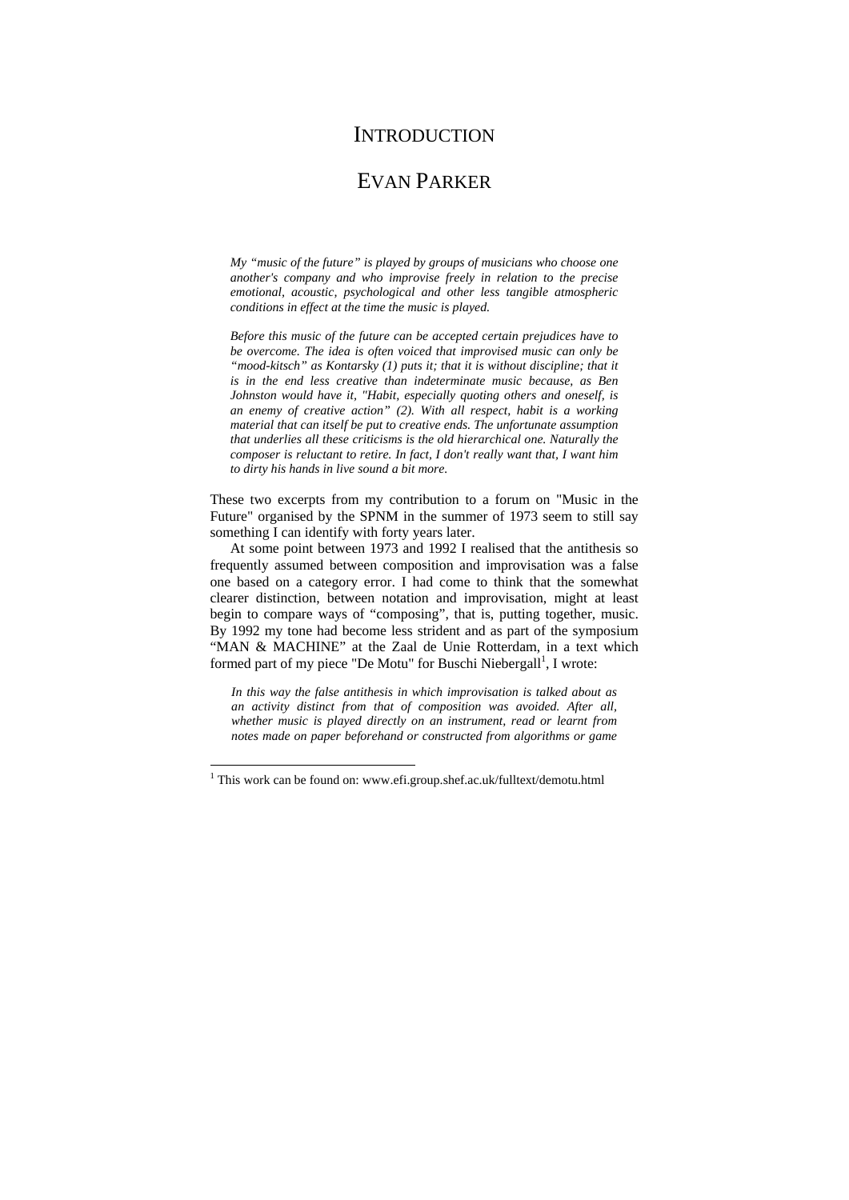# INTRODUCTION

## EVAN PARKER

> *My "music of the future" is played by groups of musicians who choose one another's company and who improvise freely in relation to the precise emotional, acoustic, psychological and other less tangible atmospheric conditions in effect at the time the music is played.*
>
> *Before this music of the future can be accepted certain prejudices have to be overcome. The idea is often voiced that improvised music can only be "mood-kitsch" as Kontarsky (1) puts it; that it is without discipline; that it is in the end less creative than indeterminate music because, as Ben Johnston would have it, "Habit, especially quoting others and oneself, is an enemy of creative action" (2). With all respect, habit is a working material that can itself be put to creative ends. The unfortunate assumption that underlies all these criticisms is the old hierarchical one. Naturally the composer is reluctant to retire. In fact, I don't really want that, I want him to dirty his hands in live sound a bit more.*

These two excerpts from my contribution to a forum on "Music in the Future" organised by the SPNM in the summer of 1973 seem to still say something I can identify with forty years later.

At some point between 1973 and 1992 I realised that the antithesis so frequently assumed between composition and improvisation was a false one based on a category error. I had come to think that the somewhat clearer distinction, between notation and improvisation, might at least begin to compare ways of "composing", that is, putting together, music. By 1992 my tone had become less strident and as part of the symposium "MAN & MACHINE" at the Zaal de Unie Rotterdam, in a text which formed part of my piece "De Motu" for Buschi Niebergall[1], I wrote:

> *In this way the false antithesis in which improvisation is talked about as an activity distinct from that of composition was avoided. After all, whether music is played directly on an instrument, read or learnt from notes made on paper beforehand or constructed from algorithms or game*

[1] This work can be found on: www.efi.group.shef.ac.uk/fulltext/demotu.html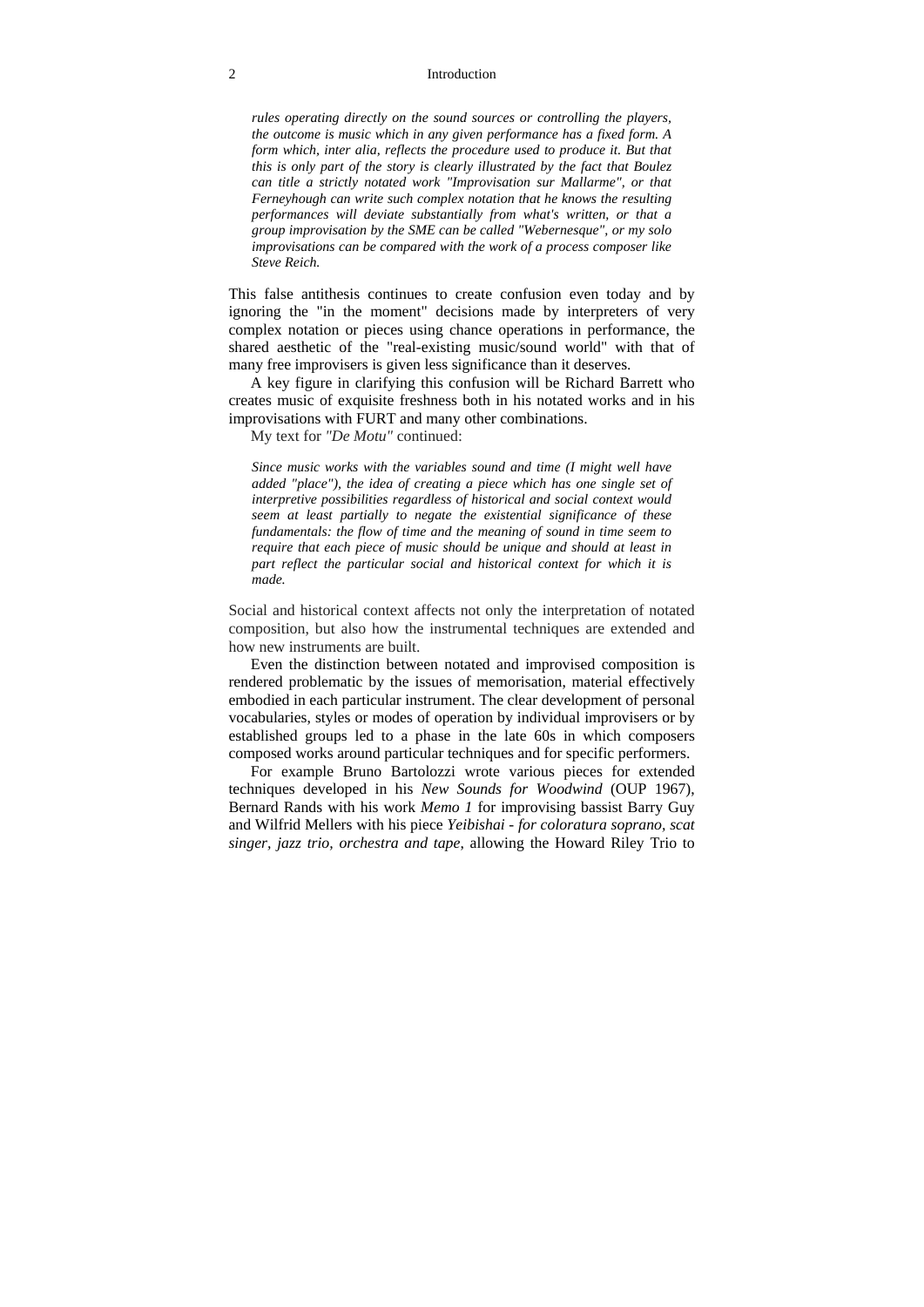> *rules operating directly on the sound sources or controlling the players, the outcome is music which in any given performance has a fixed form. A form which, inter alia, reflects the procedure used to produce it. But that this is only part of the story is clearly illustrated by the fact that Boulez can title a strictly notated work "Improvisation sur Mallarme", or that Ferneyhough can write such complex notation that he knows the resulting performances will deviate substantially from what's written, or that a group improvisation by the SME can be called "Webernesque", or my solo improvisations can be compared with the work of a process composer like Steve Reich.*

This false antithesis continues to create confusion even today and by ignoring the "in the moment" decisions made by interpreters of very complex notation or pieces using chance operations in performance, the shared aesthetic of the "real-existing music/sound world" with that of many free improvisers is given less significance than it deserves.

A key figure in clarifying this confusion will be Richard Barrett who creates music of exquisite freshness both in his notated works and in his improvisations with FURT and many other combinations.

My text for *"De Motu"* continued:

> *Since music works with the variables sound and time (I might well have added "place"), the idea of creating a piece which has one single set of interpretive possibilities regardless of historical and social context would seem at least partially to negate the existential significance of these fundamentals: the flow of time and the meaning of sound in time seem to require that each piece of music should be unique and should at least in part reflect the particular social and historical context for which it is made.*

Social and historical context affects not only the interpretation of notated composition, but also how the instrumental techniques are extended and how new instruments are built.

Even the distinction between notated and improvised composition is rendered problematic by the issues of memorisation, material effectively embodied in each particular instrument. The clear development of personal vocabularies, styles or modes of operation by individual improvisers or by established groups led to a phase in the late 60s in which composers composed works around particular techniques and for specific performers.

For example Bruno Bartolozzi wrote various pieces for extended techniques developed in his *New Sounds for Woodwind* (OUP 1967), Bernard Rands with his work *Memo 1* for improvising bassist Barry Guy and Wilfrid Mellers with his piece *Yeibishai - for coloratura soprano, scat singer, jazz trio, orchestra and tape*, allowing the Howard Riley Trio to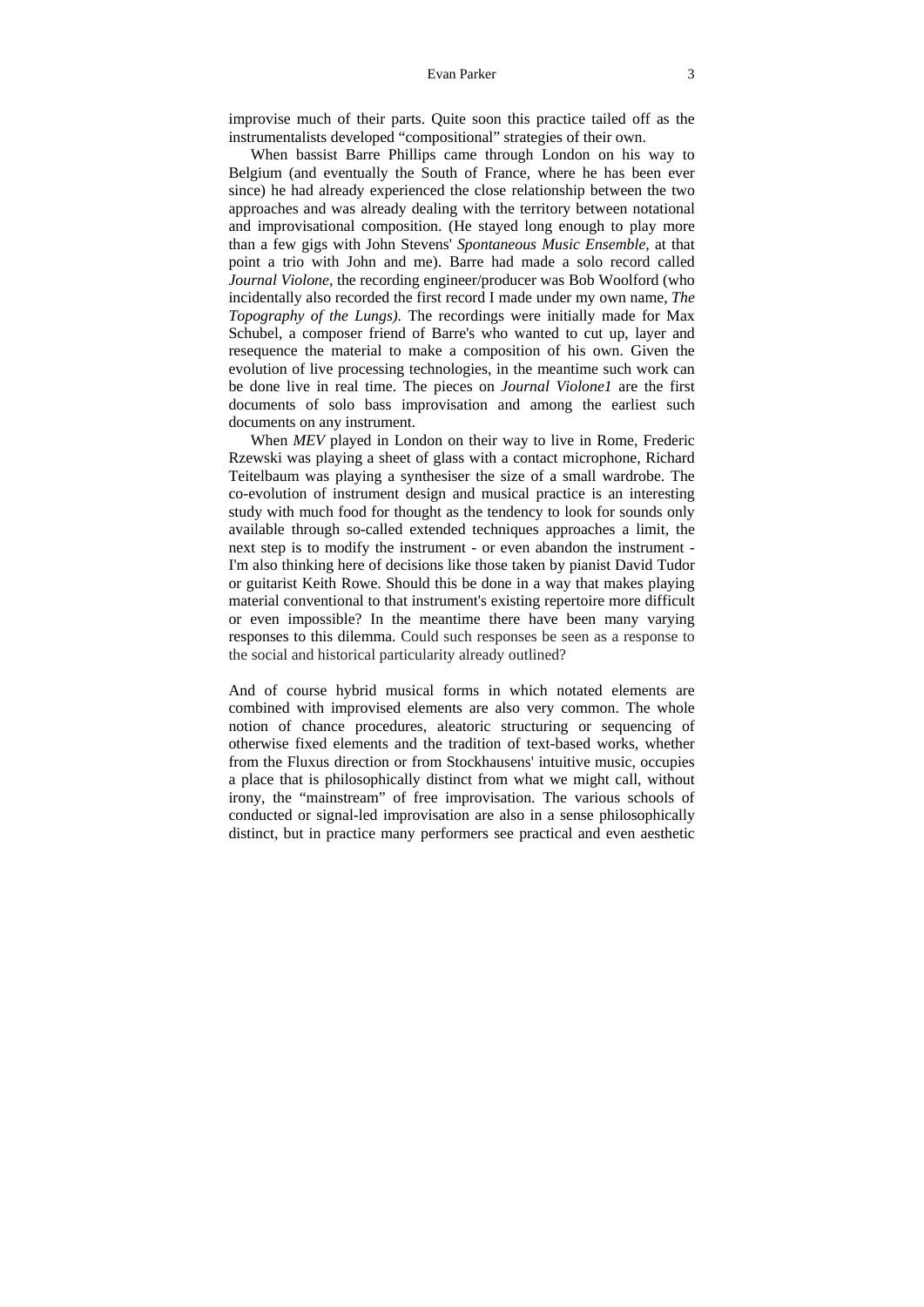improvise much of their parts. Quite soon this practice tailed off as the instrumentalists developed "compositional" strategies of their own.

When bassist Barre Phillips came through London on his way to Belgium (and eventually the South of France, where he has been ever since) he had already experienced the close relationship between the two approaches and was already dealing with the territory between notational and improvisational composition. (He stayed long enough to play more than a few gigs with John Stevens' *Spontaneous Music Ensemble,* at that point a trio with John and me). Barre had made a solo record called *Journal Violone,* the recording engineer/producer was Bob Woolford (who incidentally also recorded the first record I made under my own name, *The Topography of the Lungs).* The recordings were initially made for Max Schubel, a composer friend of Barre's who wanted to cut up, layer and resequence the material to make a composition of his own. Given the evolution of live processing technologies, in the meantime such work can be done live in real time. The pieces on *Journal Violone1* are the first documents of solo bass improvisation and among the earliest such documents on any instrument.

When *MEV* played in London on their way to live in Rome, Frederic Rzewski was playing a sheet of glass with a contact microphone, Richard Teitelbaum was playing a synthesiser the size of a small wardrobe. The co-evolution of instrument design and musical practice is an interesting study with much food for thought as the tendency to look for sounds only available through so-called extended techniques approaches a limit, the next step is to modify the instrument - or even abandon the instrument - I'm also thinking here of decisions like those taken by pianist David Tudor or guitarist Keith Rowe. Should this be done in a way that makes playing material conventional to that instrument's existing repertoire more difficult or even impossible? In the meantime there have been many varying responses to this dilemma. Could such responses be seen as a response to the social and historical particularity already outlined?

And of course hybrid musical forms in which notated elements are combined with improvised elements are also very common. The whole notion of chance procedures, aleatoric structuring or sequencing of otherwise fixed elements and the tradition of text-based works, whether from the Fluxus direction or from Stockhausens' intuitive music, occupies a place that is philosophically distinct from what we might call, without irony, the "mainstream" of free improvisation. The various schools of conducted or signal-led improvisation are also in a sense philosophically distinct, but in practice many performers see practical and even aesthetic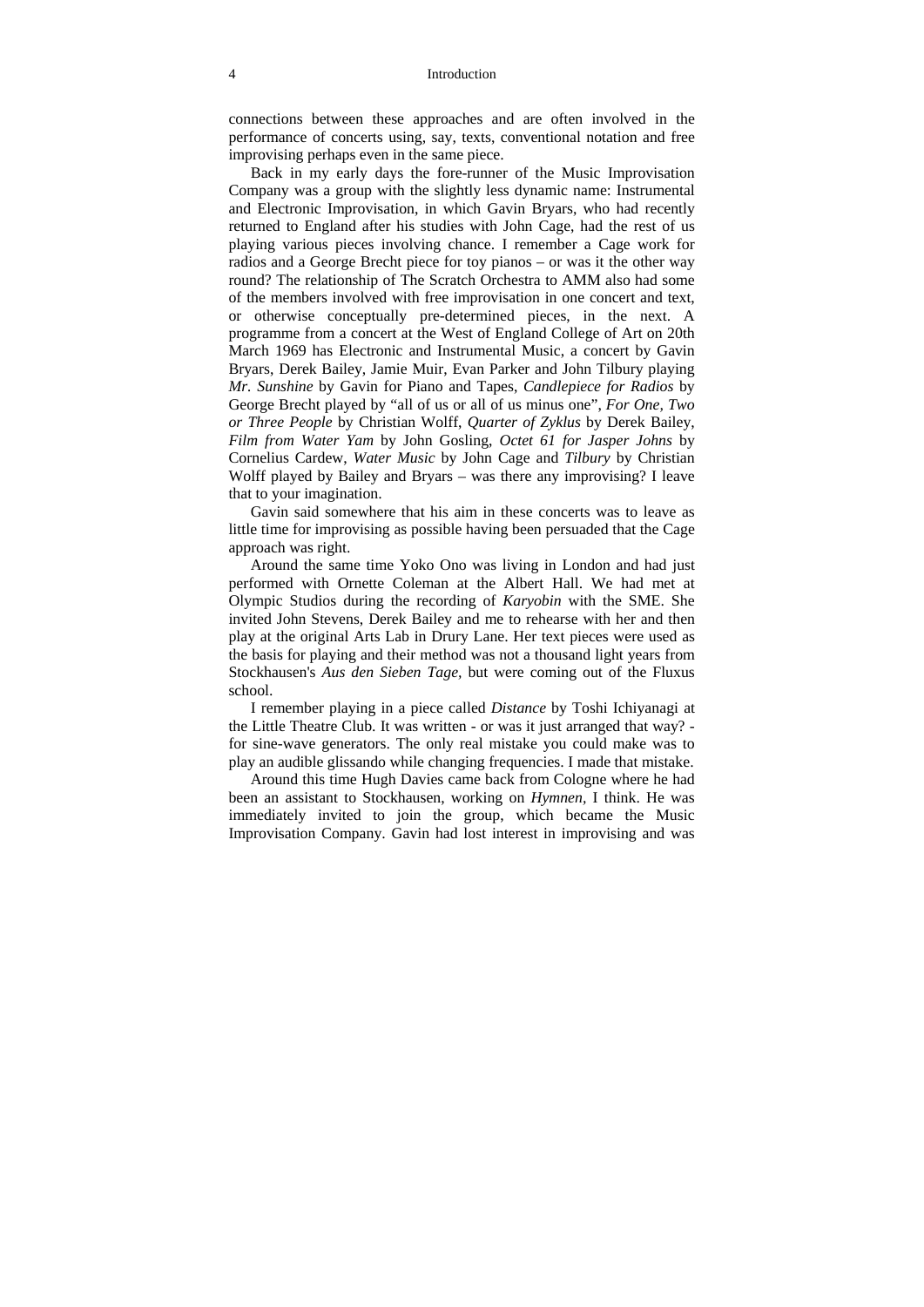connections between these approaches and are often involved in the performance of concerts using, say, texts, conventional notation and free improvising perhaps even in the same piece.

Back in my early days the fore-runner of the Music Improvisation Company was a group with the slightly less dynamic name: Instrumental and Electronic Improvisation, in which Gavin Bryars, who had recently returned to England after his studies with John Cage, had the rest of us playing various pieces involving chance. I remember a Cage work for radios and a George Brecht piece for toy pianos – or was it the other way round? The relationship of The Scratch Orchestra to AMM also had some of the members involved with free improvisation in one concert and text, or otherwise conceptually pre-determined pieces, in the next. A programme from a concert at the West of England College of Art on 20th March 1969 has Electronic and Instrumental Music, a concert by Gavin Bryars, Derek Bailey, Jamie Muir, Evan Parker and John Tilbury playing *Mr. Sunshine* by Gavin for Piano and Tapes, *Candlepiece for Radios* by George Brecht played by "all of us or all of us minus one", *For One, Two or Three People* by Christian Wolff, *Quarter of Zyklus* by Derek Bailey, *Film from Water Yam* by John Gosling, *Octet 61 for Jasper Johns* by Cornelius Cardew, *Water Music* by John Cage and *Tilbury* by Christian Wolff played by Bailey and Bryars – was there any improvising? I leave that to your imagination.

Gavin said somewhere that his aim in these concerts was to leave as little time for improvising as possible having been persuaded that the Cage approach was right.

Around the same time Yoko Ono was living in London and had just performed with Ornette Coleman at the Albert Hall. We had met at Olympic Studios during the recording of *Karyobin* with the SME. She invited John Stevens, Derek Bailey and me to rehearse with her and then play at the original Arts Lab in Drury Lane. Her text pieces were used as the basis for playing and their method was not a thousand light years from Stockhausen's *Aus den Sieben Tage*, but were coming out of the Fluxus school.

I remember playing in a piece called *Distance* by Toshi Ichiyanagi at the Little Theatre Club. It was written - or was it just arranged that way? - for sine-wave generators. The only real mistake you could make was to play an audible glissando while changing frequencies. I made that mistake.

Around this time Hugh Davies came back from Cologne where he had been an assistant to Stockhausen, working on *Hymnen*, I think. He was immediately invited to join the group, which became the Music Improvisation Company. Gavin had lost interest in improvising and was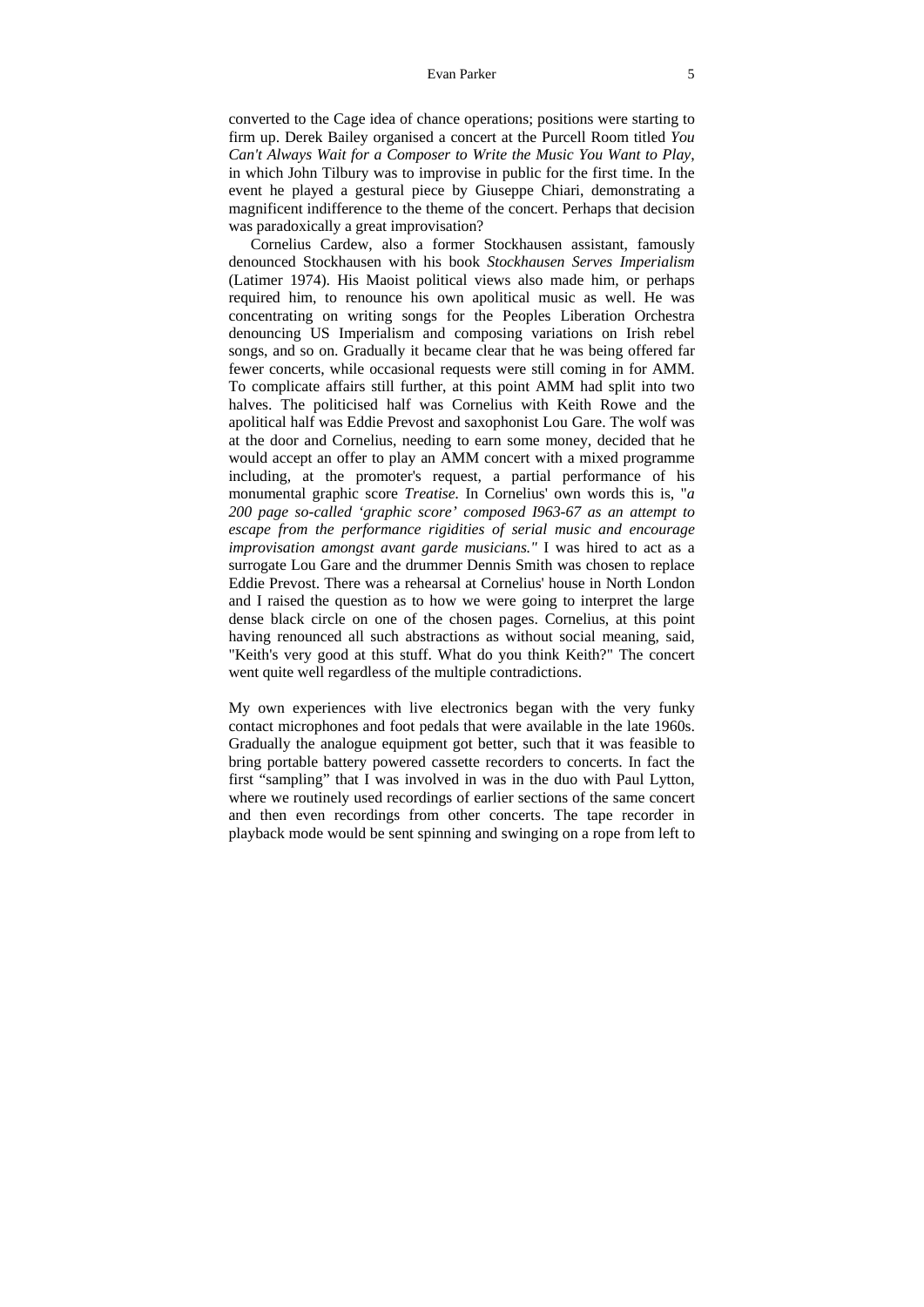converted to the Cage idea of chance operations; positions were starting to firm up. Derek Bailey organised a concert at the Purcell Room titled *You Can't Always Wait for a Composer to Write the Music You Want to Play*, in which John Tilbury was to improvise in public for the first time. In the event he played a gestural piece by Giuseppe Chiari, demonstrating a magnificent indifference to the theme of the concert. Perhaps that decision was paradoxically a great improvisation?

Cornelius Cardew, also a former Stockhausen assistant, famously denounced Stockhausen with his book *Stockhausen Serves Imperialism* (Latimer 1974). His Maoist political views also made him, or perhaps required him, to renounce his own apolitical music as well. He was concentrating on writing songs for the Peoples Liberation Orchestra denouncing US Imperialism and composing variations on Irish rebel songs, and so on. Gradually it became clear that he was being offered far fewer concerts, while occasional requests were still coming in for AMM. To complicate affairs still further, at this point AMM had split into two halves. The politicised half was Cornelius with Keith Rowe and the apolitical half was Eddie Prevost and saxophonist Lou Gare. The wolf was at the door and Cornelius, needing to earn some money, decided that he would accept an offer to play an AMM concert with a mixed programme including, at the promoter's request, a partial performance of his monumental graphic score *Treatise.* In Cornelius' own words this is, "*a 200 page so-called 'graphic score' composed I963-67 as an attempt to escape from the performance rigidities of serial music and encourage improvisation amongst avant garde musicians."* I was hired to act as a surrogate Lou Gare and the drummer Dennis Smith was chosen to replace Eddie Prevost. There was a rehearsal at Cornelius' house in North London and I raised the question as to how we were going to interpret the large dense black circle on one of the chosen pages. Cornelius, at this point having renounced all such abstractions as without social meaning, said, "Keith's very good at this stuff. What do you think Keith?" The concert went quite well regardless of the multiple contradictions.

My own experiences with live electronics began with the very funky contact microphones and foot pedals that were available in the late 1960s. Gradually the analogue equipment got better, such that it was feasible to bring portable battery powered cassette recorders to concerts. In fact the first "sampling" that I was involved in was in the duo with Paul Lytton, where we routinely used recordings of earlier sections of the same concert and then even recordings from other concerts. The tape recorder in playback mode would be sent spinning and swinging on a rope from left to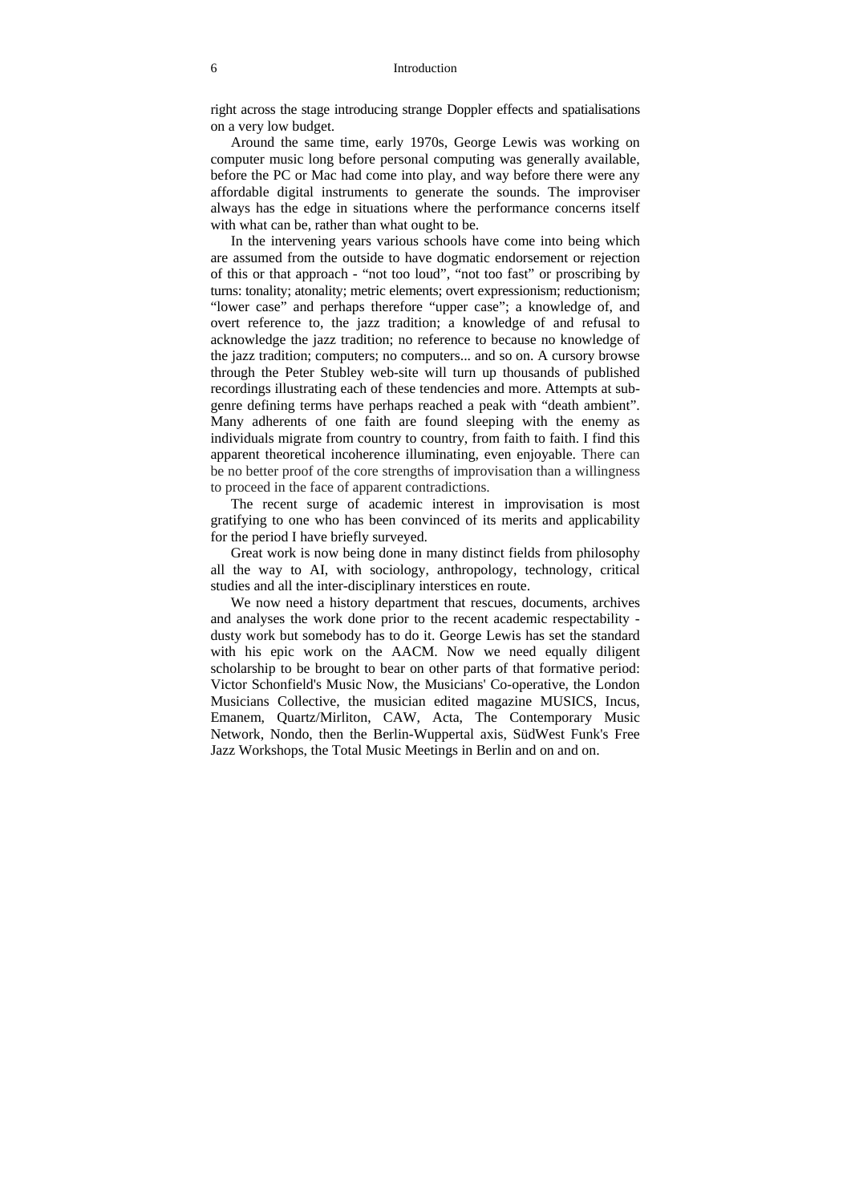right across the stage introducing strange Doppler effects and spatialisations on a very low budget.

Around the same time, early 1970s, George Lewis was working on computer music long before personal computing was generally available, before the PC or Mac had come into play, and way before there were any affordable digital instruments to generate the sounds. The improviser always has the edge in situations where the performance concerns itself with what can be, rather than what ought to be.

In the intervening years various schools have come into being which are assumed from the outside to have dogmatic endorsement or rejection of this or that approach - "not too loud", "not too fast" or proscribing by turns: tonality; atonality; metric elements; overt expressionism; reductionism; "lower case" and perhaps therefore "upper case"; a knowledge of, and overt reference to, the jazz tradition; a knowledge of and refusal to acknowledge the jazz tradition; no reference to because no knowledge of the jazz tradition; computers; no computers... and so on. A cursory browse through the Peter Stubley web-site will turn up thousands of published recordings illustrating each of these tendencies and more. Attempts at sub-genre defining terms have perhaps reached a peak with "death ambient". Many adherents of one faith are found sleeping with the enemy as individuals migrate from country to country, from faith to faith. I find this apparent theoretical incoherence illuminating, even enjoyable. There can be no better proof of the core strengths of improvisation than a willingness to proceed in the face of apparent contradictions.

The recent surge of academic interest in improvisation is most gratifying to one who has been convinced of its merits and applicability for the period I have briefly surveyed.

Great work is now being done in many distinct fields from philosophy all the way to AI, with sociology, anthropology, technology, critical studies and all the inter-disciplinary interstices en route.

We now need a history department that rescues, documents, archives and analyses the work done prior to the recent academic respectability - dusty work but somebody has to do it. George Lewis has set the standard with his epic work on the AACM. Now we need equally diligent scholarship to be brought to bear on other parts of that formative period: Victor Schonfield's Music Now, the Musicians' Co-operative, the London Musicians Collective, the musician edited magazine MUSICS, Incus, Emanem, Quartz/Mirliton, CAW, Acta, The Contemporary Music Network, Nondo, then the Berlin-Wuppertal axis, SüdWest Funk's Free Jazz Workshops, the Total Music Meetings in Berlin and on and on.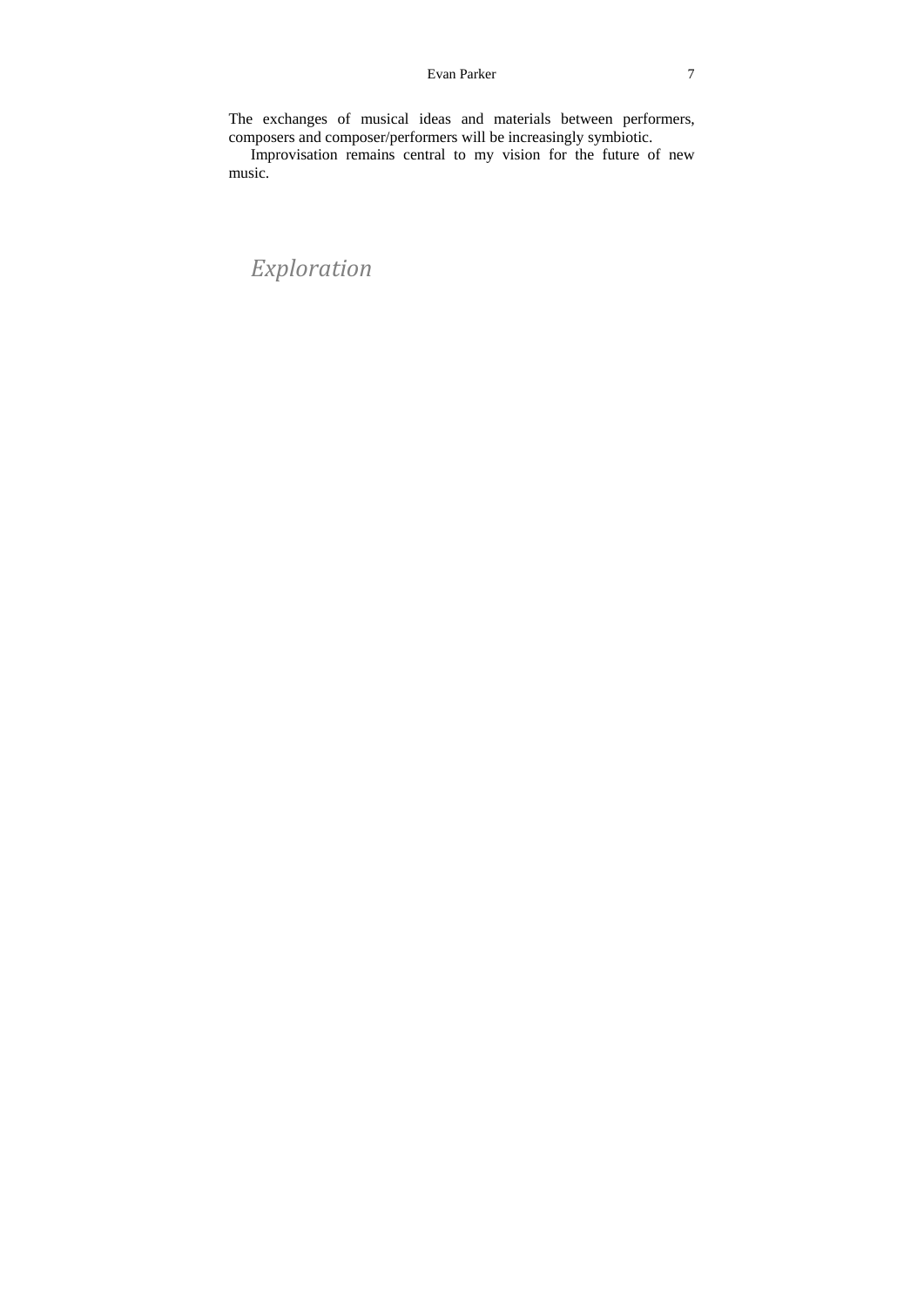The exchanges of musical ideas and materials between performers, composers and composer/performers will be increasingly symbiotic.

Improvisation remains central to my vision for the future of new music.

## *Exploration*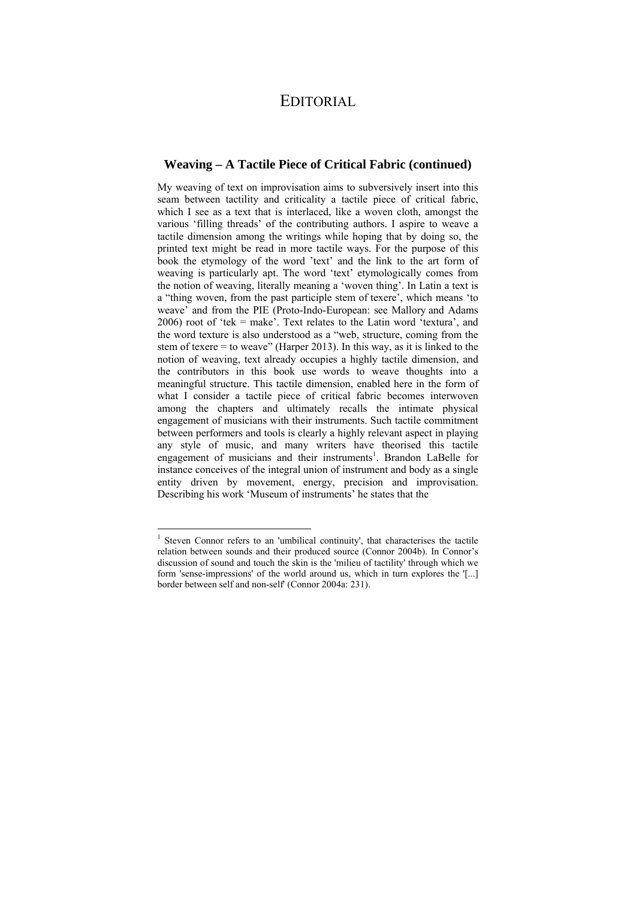# EDITORIAL

## Weaving – A Tactile Piece of Critical Fabric (continued)

My weaving of text on improvisation aims to subversively insert into this seam between tactility and criticality a tactile piece of critical fabric, which I see as a text that is interlaced, like a woven cloth, amongst the various 'filling threads' of the contributing authors. I aspire to weave a tactile dimension among the writings while hoping that by doing so, the printed text might be read in more tactile ways. For the purpose of this book the etymology of the word 'text' and the link to the art form of weaving is particularly apt. The word 'text' etymologically comes from the notion of weaving, literally meaning a 'woven thing'. In Latin a text is a "thing woven, from the past participle stem of texere', which means 'to weave' and from the PIE (Proto-Indo-European: see Mallory and Adams 2006) root of 'tek = make'. Text relates to the Latin word 'textura', and the word texture is also understood as a "web, structure, coming from the stem of texere = to weave" (Harper 2013). In this way, as it is linked to the notion of weaving, text already occupies a highly tactile dimension, and the contributors in this book use words to weave thoughts into a meaningful structure. This tactile dimension, enabled here in the form of what I consider a tactile piece of critical fabric becomes interwoven among the chapters and ultimately recalls the intimate physical engagement of musicians with their instruments. Such tactile commitment between performers and tools is clearly a highly relevant aspect in playing any style of music, and many writers have theorised this tactile engagement of musicians and their instruments[1]. Brandon LaBelle for instance conceives of the integral union of instrument and body as a single entity driven by movement, energy, precision and improvisation. Describing his work 'Museum of instruments' he states that the

---

[1] Steven Connor refers to an 'umbilical continuity', that characterises the tactile relation between sounds and their produced source (Connor 2004b). In Connor's discussion of sound and touch the skin is the 'milieu of tactility' through which we form 'sense-impressions' of the world around us, which in turn explores the '[...] border between self and non-self' (Connor 2004a: 231).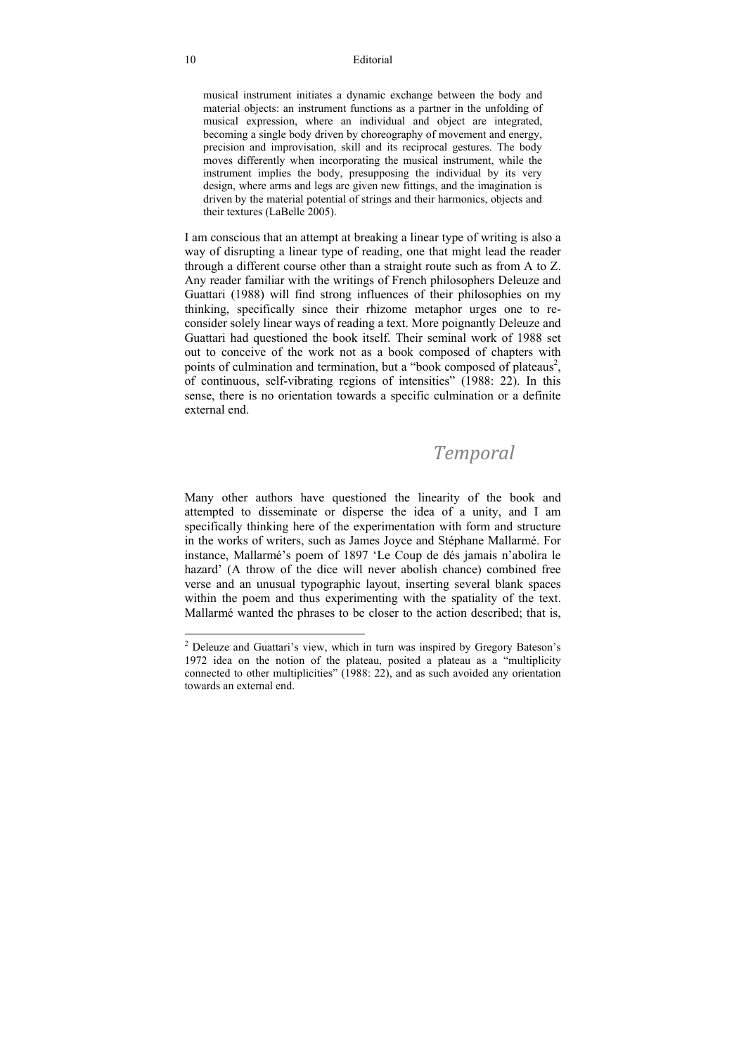> musical instrument initiates a dynamic exchange between the body and material objects: an instrument functions as a partner in the unfolding of musical expression, where an individual and object are integrated, becoming a single body driven by choreography of movement and energy, precision and improvisation, skill and its reciprocal gestures. The body moves differently when incorporating the musical instrument, while the instrument implies the body, presupposing the individual by its very design, where arms and legs are given new fittings, and the imagination is driven by the material potential of strings and their harmonics, objects and their textures (LaBelle 2005).

I am conscious that an attempt at breaking a linear type of writing is also a way of disrupting a linear type of reading, one that might lead the reader through a different course other than a straight route such as from A to Z. Any reader familiar with the writings of French philosophers Deleuze and Guattari (1988) will find strong influences of their philosophies on my thinking, specifically since their rhizome metaphor urges one to re-consider solely linear ways of reading a text. More poignantly Deleuze and Guattari had questioned the book itself. Their seminal work of 1988 set out to conceive of the work not as a book composed of chapters with points of culmination and termination, but a "book composed of plateaus[2], of continuous, self-vibrating regions of intensities" (1988: 22). In this sense, there is no orientation towards a specific culmination or a definite external end.

## *Temporal*

Many other authors have questioned the linearity of the book and attempted to disseminate or disperse the idea of a unity, and I am specifically thinking here of the experimentation with form and structure in the works of writers, such as James Joyce and Stéphane Mallarmé. For instance, Mallarmé's poem of 1897 'Le Coup de dés jamais n'abolira le hazard' (A throw of the dice will never abolish chance) combined free verse and an unusual typographic layout, inserting several blank spaces within the poem and thus experimenting with the spatiality of the text. Mallarmé wanted the phrases to be closer to the action described; that is,

---

[2] Deleuze and Guattari's view, which in turn was inspired by Gregory Bateson's 1972 idea on the notion of the plateau, posited a plateau as a "multiplicity connected to other multiplicities" (1988: 22), and as such avoided any orientation towards an external end.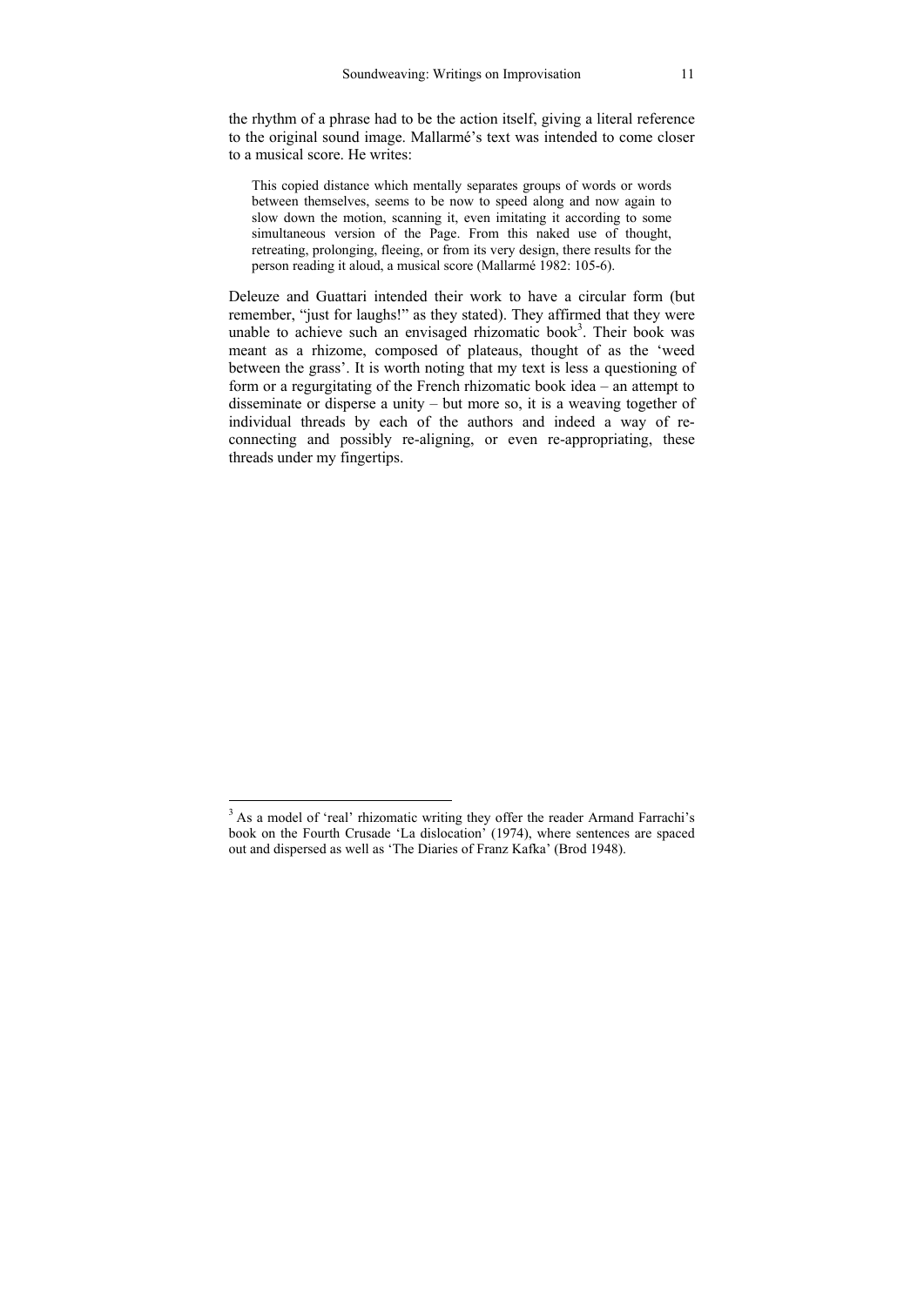the rhythm of a phrase had to be the action itself, giving a literal reference to the original sound image. Mallarmé's text was intended to come closer to a musical score. He writes:

> This copied distance which mentally separates groups of words or words between themselves, seems to be now to speed along and now again to slow down the motion, scanning it, even imitating it according to some simultaneous version of the Page. From this naked use of thought, retreating, prolonging, fleeing, or from its very design, there results for the person reading it aloud, a musical score (Mallarmé 1982: 105-6).

Deleuze and Guattari intended their work to have a circular form (but remember, "just for laughs!" as they stated). They affirmed that they were unable to achieve such an envisaged rhizomatic book[3]. Their book was meant as a rhizome, composed of plateaus, thought of as the 'weed between the grass'. It is worth noting that my text is less a questioning of form or a regurgitating of the French rhizomatic book idea – an attempt to disseminate or disperse a unity – but more so, it is a weaving together of individual threads by each of the authors and indeed a way of re-connecting and possibly re-aligning, or even re-appropriating, these threads under my fingertips.

---

[3] As a model of 'real' rhizomatic writing they offer the reader Armand Farrachi's book on the Fourth Crusade 'La dislocation' (1974), where sentences are spaced out and dispersed as well as 'The Diaries of Franz Kafka' (Brod 1948).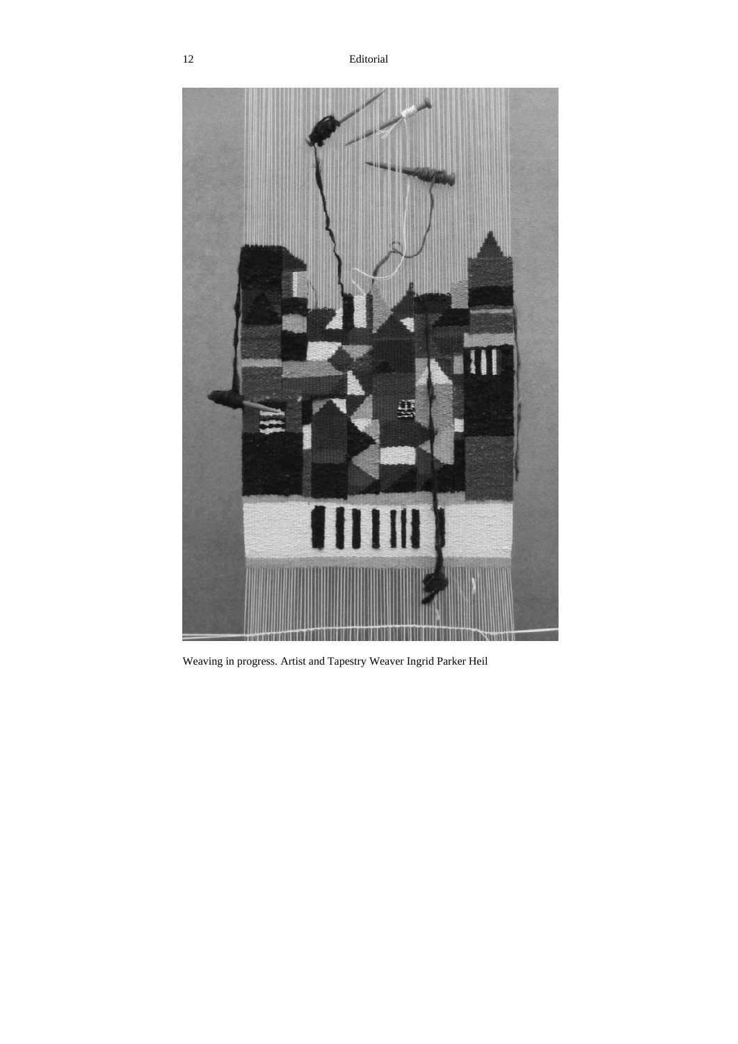Weaving in progress. Artist and Tapestry Weaver Ingrid Parker Heil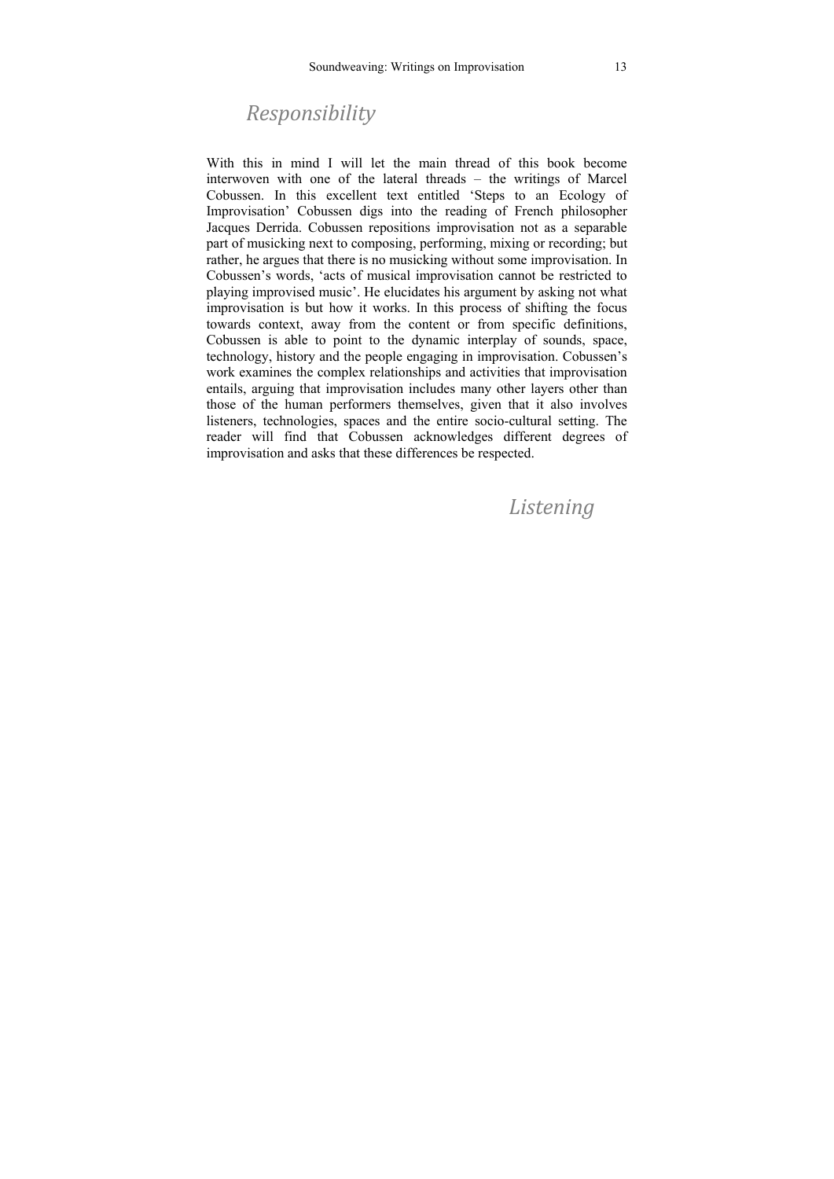## *Responsibility*

With this in mind I will let the main thread of this book become interwoven with one of the lateral threads – the writings of Marcel Cobussen. In this excellent text entitled 'Steps to an Ecology of Improvisation' Cobussen digs into the reading of French philosopher Jacques Derrida. Cobussen repositions improvisation not as a separable part of musicking next to composing, performing, mixing or recording; but rather, he argues that there is no musicking without some improvisation. In Cobussen's words, 'acts of musical improvisation cannot be restricted to playing improvised music'. He elucidates his argument by asking not what improvisation is but how it works. In this process of shifting the focus towards context, away from the content or from specific definitions, Cobussen is able to point to the dynamic interplay of sounds, space, technology, history and the people engaging in improvisation. Cobussen's work examines the complex relationships and activities that improvisation entails, arguing that improvisation includes many other layers other than those of the human performers themselves, given that it also involves listeners, technologies, spaces and the entire socio-cultural setting. The reader will find that Cobussen acknowledges different degrees of improvisation and asks that these differences be respected.

## *Listening*